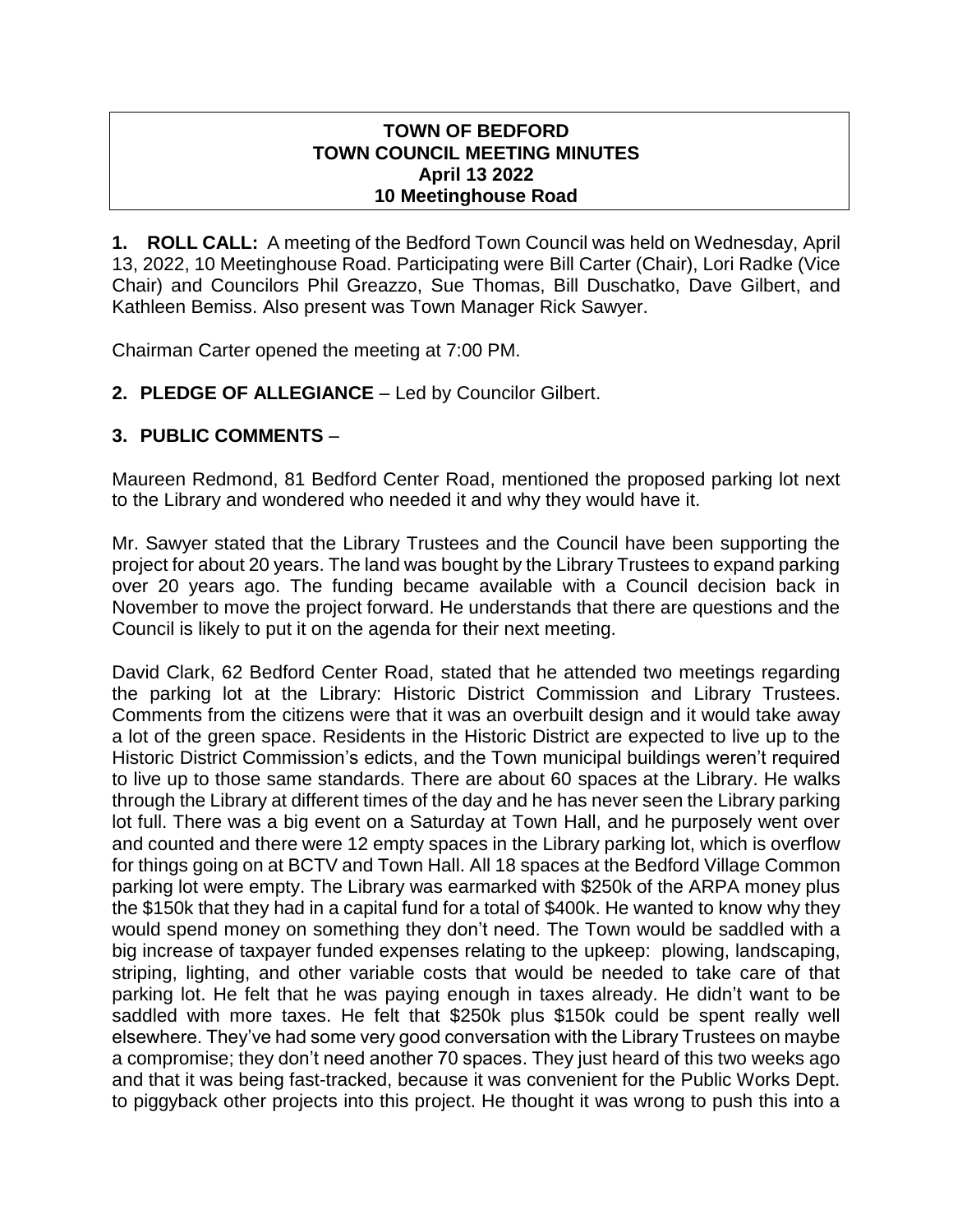**TOWN OF BEDFORD**
**TOWN COUNCIL MEETING MINUTES**
**April 13 2022**
**10 Meetinghouse Road**

**1. ROLL CALL:** A meeting of the Bedford Town Council was held on Wednesday, April 13, 2022, 10 Meetinghouse Road. Participating were Bill Carter (Chair), Lori Radke (Vice Chair) and Councilors Phil Greazzo, Sue Thomas, Bill Duschatko, Dave Gilbert, and Kathleen Bemiss. Also present was Town Manager Rick Sawyer.

Chairman Carter opened the meeting at 7:00 PM.

**2. PLEDGE OF ALLEGIANCE** – Led by Councilor Gilbert.

**3. PUBLIC COMMENTS** –

Maureen Redmond, 81 Bedford Center Road, mentioned the proposed parking lot next to the Library and wondered who needed it and why they would have it.

Mr. Sawyer stated that the Library Trustees and the Council have been supporting the project for about 20 years. The land was bought by the Library Trustees to expand parking over 20 years ago. The funding became available with a Council decision back in November to move the project forward. He understands that there are questions and the Council is likely to put it on the agenda for their next meeting.

David Clark, 62 Bedford Center Road, stated that he attended two meetings regarding the parking lot at the Library: Historic District Commission and Library Trustees. Comments from the citizens were that it was an overbuilt design and it would take away a lot of the green space. Residents in the Historic District are expected to live up to the Historic District Commission's edicts, and the Town municipal buildings weren't required to live up to those same standards. There are about 60 spaces at the Library. He walks through the Library at different times of the day and he has never seen the Library parking lot full. There was a big event on a Saturday at Town Hall, and he purposely went over and counted and there were 12 empty spaces in the Library parking lot, which is overflow for things going on at BCTV and Town Hall. All 18 spaces at the Bedford Village Common parking lot were empty. The Library was earmarked with $250k of the ARPA money plus the $150k that they had in a capital fund for a total of $400k. He wanted to know why they would spend money on something they don't need. The Town would be saddled with a big increase of taxpayer funded expenses relating to the upkeep: plowing, landscaping, striping, lighting, and other variable costs that would be needed to take care of that parking lot. He felt that he was paying enough in taxes already. He didn't want to be saddled with more taxes. He felt that $250k plus $150k could be spent really well elsewhere. They've had some very good conversation with the Library Trustees on maybe a compromise; they don't need another 70 spaces. They just heard of this two weeks ago and that it was being fast-tracked, because it was convenient for the Public Works Dept. to piggyback other projects into this project. He thought it was wrong to push this into a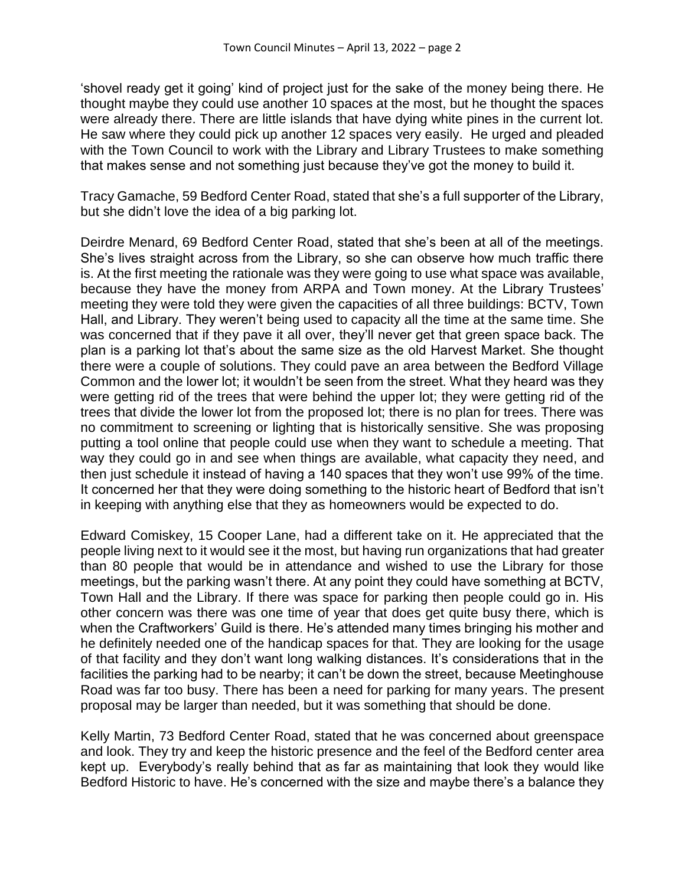'shovel ready get it going' kind of project just for the sake of the money being there. He thought maybe they could use another 10 spaces at the most, but he thought the spaces were already there. There are little islands that have dying white pines in the current lot. He saw where they could pick up another 12 spaces very easily. He urged and pleaded with the Town Council to work with the Library and Library Trustees to make something that makes sense and not something just because they've got the money to build it.

Tracy Gamache, 59 Bedford Center Road, stated that she's a full supporter of the Library, but she didn't love the idea of a big parking lot.

Deirdre Menard, 69 Bedford Center Road, stated that she's been at all of the meetings. She's lives straight across from the Library, so she can observe how much traffic there is. At the first meeting the rationale was they were going to use what space was available, because they have the money from ARPA and Town money. At the Library Trustees' meeting they were told they were given the capacities of all three buildings: BCTV, Town Hall, and Library. They weren't being used to capacity all the time at the same time. She was concerned that if they pave it all over, they'll never get that green space back. The plan is a parking lot that's about the same size as the old Harvest Market. She thought there were a couple of solutions. They could pave an area between the Bedford Village Common and the lower lot; it wouldn't be seen from the street. What they heard was they were getting rid of the trees that were behind the upper lot; they were getting rid of the trees that divide the lower lot from the proposed lot; there is no plan for trees. There was no commitment to screening or lighting that is historically sensitive. She was proposing putting a tool online that people could use when they want to schedule a meeting. That way they could go in and see when things are available, what capacity they need, and then just schedule it instead of having a 140 spaces that they won't use 99% of the time. It concerned her that they were doing something to the historic heart of Bedford that isn't in keeping with anything else that they as homeowners would be expected to do.

Edward Comiskey, 15 Cooper Lane, had a different take on it. He appreciated that the people living next to it would see it the most, but having run organizations that had greater than 80 people that would be in attendance and wished to use the Library for those meetings, but the parking wasn't there. At any point they could have something at BCTV, Town Hall and the Library. If there was space for parking then people could go in. His other concern was there was one time of year that does get quite busy there, which is when the Craftworkers' Guild is there. He's attended many times bringing his mother and he definitely needed one of the handicap spaces for that. They are looking for the usage of that facility and they don't want long walking distances. It's considerations that in the facilities the parking had to be nearby; it can't be down the street, because Meetinghouse Road was far too busy. There has been a need for parking for many years. The present proposal may be larger than needed, but it was something that should be done.

Kelly Martin, 73 Bedford Center Road, stated that he was concerned about greenspace and look. They try and keep the historic presence and the feel of the Bedford center area kept up. Everybody's really behind that as far as maintaining that look they would like Bedford Historic to have. He's concerned with the size and maybe there's a balance they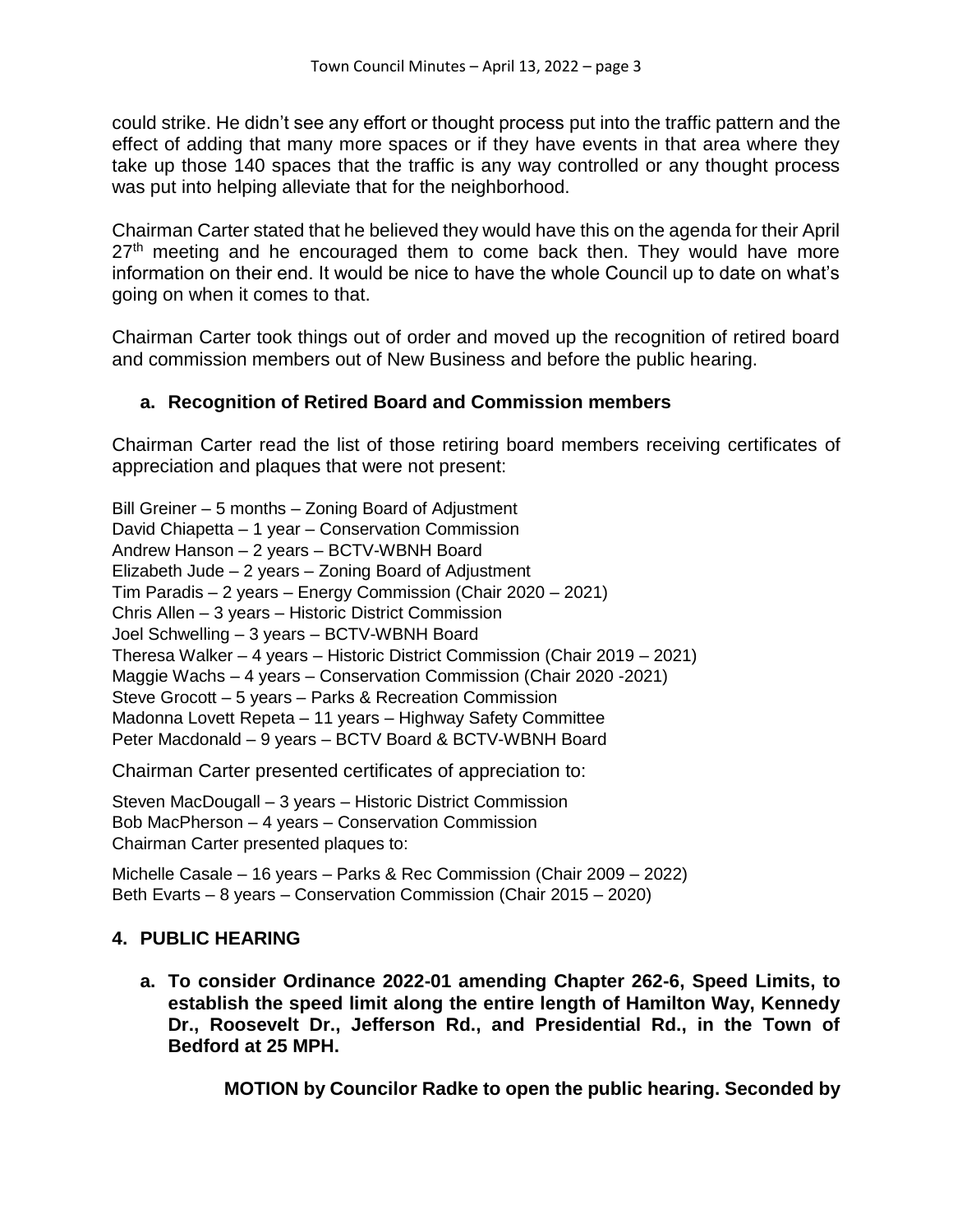could strike. He didn't see any effort or thought process put into the traffic pattern and the effect of adding that many more spaces or if they have events in that area where they take up those 140 spaces that the traffic is any way controlled or any thought process was put into helping alleviate that for the neighborhood.

Chairman Carter stated that he believed they would have this on the agenda for their April 27th meeting and he encouraged them to come back then. They would have more information on their end. It would be nice to have the whole Council up to date on what's going on when it comes to that.

Chairman Carter took things out of order and moved up the recognition of retired board and commission members out of New Business and before the public hearing.

**a. Recognition of Retired Board and Commission members**

Chairman Carter read the list of those retiring board members receiving certificates of appreciation and plaques that were not present:

Bill Greiner – 5 months – Zoning Board of Adjustment
David Chiapetta – 1 year – Conservation Commission
Andrew Hanson – 2 years – BCTV-WBNH Board
Elizabeth Jude – 2 years – Zoning Board of Adjustment
Tim Paradis – 2 years – Energy Commission (Chair 2020 – 2021)
Chris Allen – 3 years – Historic District Commission
Joel Schwelling – 3 years – BCTV-WBNH Board
Theresa Walker – 4 years – Historic District Commission (Chair 2019 – 2021)
Maggie Wachs – 4 years – Conservation Commission (Chair 2020 -2021)
Steve Grocott – 5 years – Parks & Recreation Commission
Madonna Lovett Repeta – 11 years – Highway Safety Committee
Peter Macdonald – 9 years – BCTV Board & BCTV-WBNH Board

Chairman Carter presented certificates of appreciation to:

Steven MacDougall – 3 years – Historic District Commission
Bob MacPherson – 4 years – Conservation Commission
Chairman Carter presented plaques to:

Michelle Casale – 16 years – Parks & Rec Commission (Chair 2009 – 2022)
Beth Evarts – 8 years – Conservation Commission (Chair 2015 – 2020)

## 4. PUBLIC HEARING

**a. To consider Ordinance 2022-01 amending Chapter 262-6, Speed Limits, to establish the speed limit along the entire length of Hamilton Way, Kennedy Dr., Roosevelt Dr., Jefferson Rd., and Presidential Rd., in the Town of Bedford at 25 MPH.**

**MOTION by Councilor Radke to open the public hearing. Seconded by**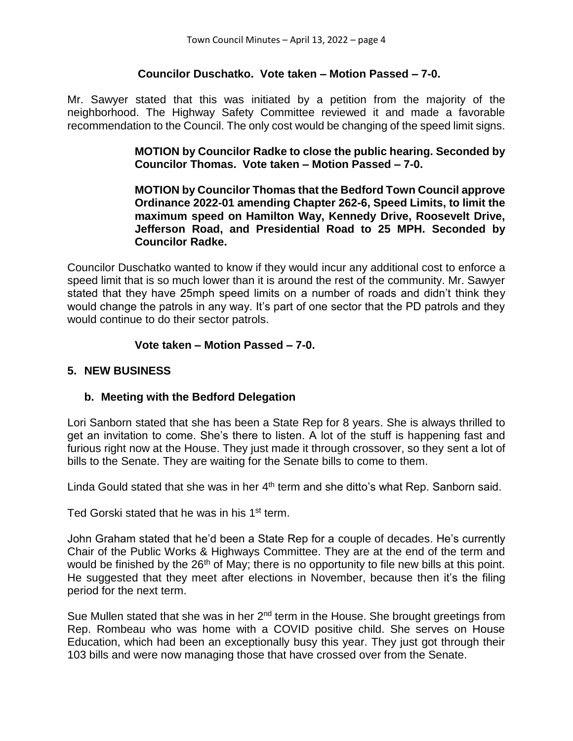**Councilor Duschatko. Vote taken – Motion Passed – 7-0.**

Mr. Sawyer stated that this was initiated by a petition from the majority of the neighborhood. The Highway Safety Committee reviewed it and made a favorable recommendation to the Council. The only cost would be changing of the speed limit signs.

**MOTION by Councilor Radke to close the public hearing. Seconded by Councilor Thomas. Vote taken – Motion Passed – 7-0.**

**MOTION by Councilor Thomas that the Bedford Town Council approve Ordinance 2022-01 amending Chapter 262-6, Speed Limits, to limit the maximum speed on Hamilton Way, Kennedy Drive, Roosevelt Drive, Jefferson Road, and Presidential Road to 25 MPH. Seconded by Councilor Radke.**

Councilor Duschatko wanted to know if they would incur any additional cost to enforce a speed limit that is so much lower than it is around the rest of the community. Mr. Sawyer stated that they have 25mph speed limits on a number of roads and didn't think they would change the patrols in any way. It's part of one sector that the PD patrols and they would continue to do their sector patrols.

**Vote taken – Motion Passed – 7-0.**

## 5. NEW BUSINESS

### b. Meeting with the Bedford Delegation

Lori Sanborn stated that she has been a State Rep for 8 years. She is always thrilled to get an invitation to come. She's there to listen. A lot of the stuff is happening fast and furious right now at the House. They just made it through crossover, so they sent a lot of bills to the Senate. They are waiting for the Senate bills to come to them.

Linda Gould stated that she was in her 4th term and she ditto's what Rep. Sanborn said.

Ted Gorski stated that he was in his 1st term.

John Graham stated that he'd been a State Rep for a couple of decades. He's currently Chair of the Public Works & Highways Committee. They are at the end of the term and would be finished by the 26th of May; there is no opportunity to file new bills at this point. He suggested that they meet after elections in November, because then it's the filing period for the next term.

Sue Mullen stated that she was in her 2nd term in the House. She brought greetings from Rep. Rombeau who was home with a COVID positive child. She serves on House Education, which had been an exceptionally busy this year. They just got through their 103 bills and were now managing those that have crossed over from the Senate.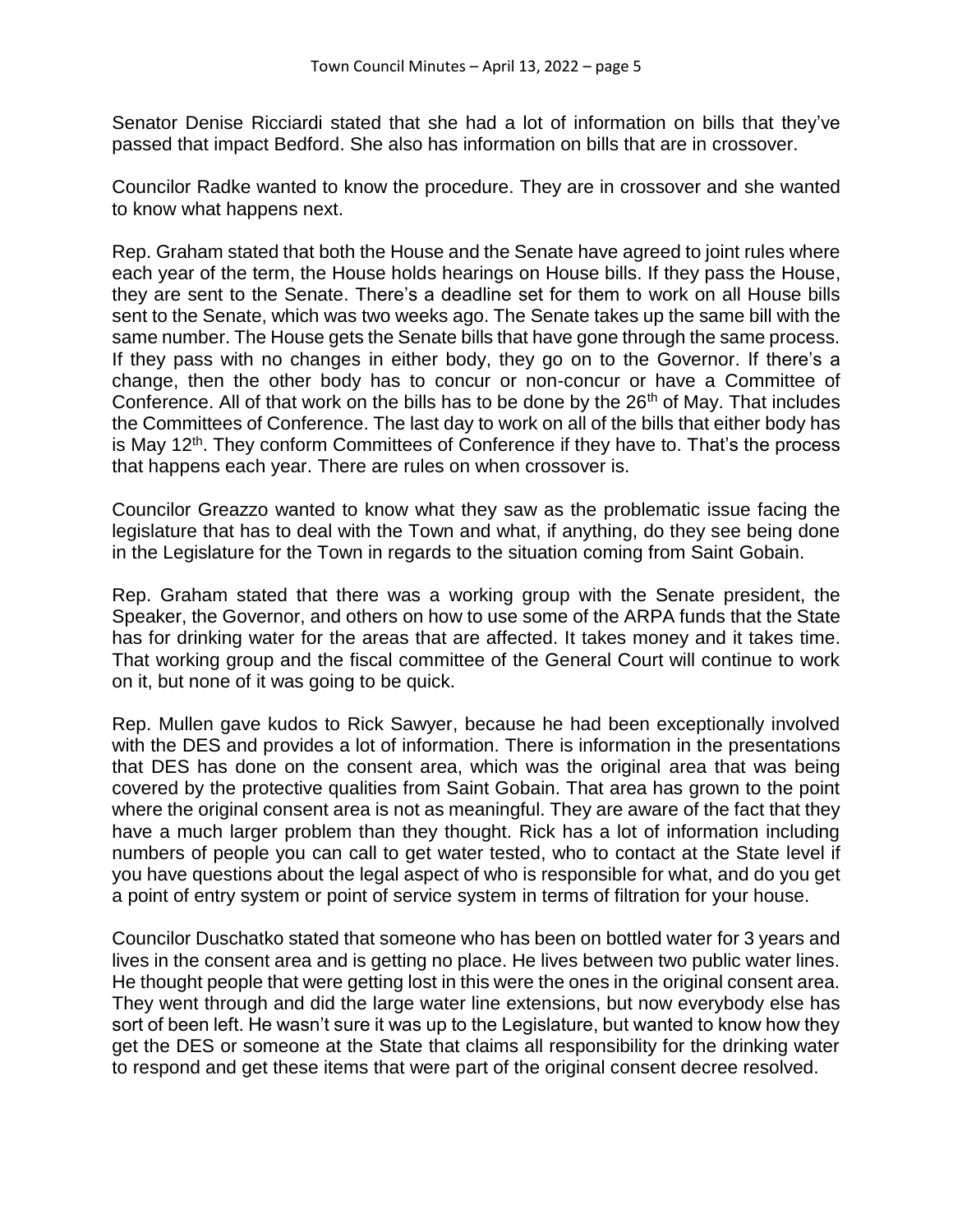Senator Denise Ricciardi stated that she had a lot of information on bills that they've passed that impact Bedford. She also has information on bills that are in crossover.

Councilor Radke wanted to know the procedure. They are in crossover and she wanted to know what happens next.

Rep. Graham stated that both the House and the Senate have agreed to joint rules where each year of the term, the House holds hearings on House bills. If they pass the House, they are sent to the Senate. There's a deadline set for them to work on all House bills sent to the Senate, which was two weeks ago. The Senate takes up the same bill with the same number. The House gets the Senate bills that have gone through the same process. If they pass with no changes in either body, they go on to the Governor. If there's a change, then the other body has to concur or non-concur or have a Committee of Conference. All of that work on the bills has to be done by the 26th of May. That includes the Committees of Conference. The last day to work on all of the bills that either body has is May 12th. They conform Committees of Conference if they have to. That's the process that happens each year. There are rules on when crossover is.

Councilor Greazzo wanted to know what they saw as the problematic issue facing the legislature that has to deal with the Town and what, if anything, do they see being done in the Legislature for the Town in regards to the situation coming from Saint Gobain.

Rep. Graham stated that there was a working group with the Senate president, the Speaker, the Governor, and others on how to use some of the ARPA funds that the State has for drinking water for the areas that are affected. It takes money and it takes time. That working group and the fiscal committee of the General Court will continue to work on it, but none of it was going to be quick.

Rep. Mullen gave kudos to Rick Sawyer, because he had been exceptionally involved with the DES and provides a lot of information. There is information in the presentations that DES has done on the consent area, which was the original area that was being covered by the protective qualities from Saint Gobain. That area has grown to the point where the original consent area is not as meaningful. They are aware of the fact that they have a much larger problem than they thought. Rick has a lot of information including numbers of people you can call to get water tested, who to contact at the State level if you have questions about the legal aspect of who is responsible for what, and do you get a point of entry system or point of service system in terms of filtration for your house.

Councilor Duschatko stated that someone who has been on bottled water for 3 years and lives in the consent area and is getting no place. He lives between two public water lines. He thought people that were getting lost in this were the ones in the original consent area. They went through and did the large water line extensions, but now everybody else has sort of been left. He wasn't sure it was up to the Legislature, but wanted to know how they get the DES or someone at the State that claims all responsibility for the drinking water to respond and get these items that were part of the original consent decree resolved.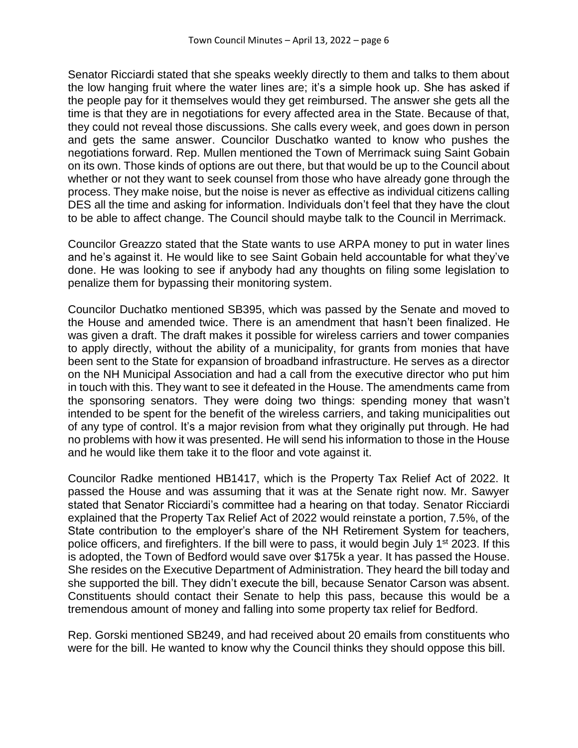Senator Ricciardi stated that she speaks weekly directly to them and talks to them about the low hanging fruit where the water lines are; it's a simple hook up. She has asked if the people pay for it themselves would they get reimbursed. The answer she gets all the time is that they are in negotiations for every affected area in the State. Because of that, they could not reveal those discussions. She calls every week, and goes down in person and gets the same answer. Councilor Duschatko wanted to know who pushes the negotiations forward. Rep. Mullen mentioned the Town of Merrimack suing Saint Gobain on its own. Those kinds of options are out there, but that would be up to the Council about whether or not they want to seek counsel from those who have already gone through the process. They make noise, but the noise is never as effective as individual citizens calling DES all the time and asking for information. Individuals don't feel that they have the clout to be able to affect change. The Council should maybe talk to the Council in Merrimack.

Councilor Greazzo stated that the State wants to use ARPA money to put in water lines and he's against it. He would like to see Saint Gobain held accountable for what they've done. He was looking to see if anybody had any thoughts on filing some legislation to penalize them for bypassing their monitoring system.

Councilor Duchatko mentioned SB395, which was passed by the Senate and moved to the House and amended twice. There is an amendment that hasn't been finalized. He was given a draft. The draft makes it possible for wireless carriers and tower companies to apply directly, without the ability of a municipality, for grants from monies that have been sent to the State for expansion of broadband infrastructure. He serves as a director on the NH Municipal Association and had a call from the executive director who put him in touch with this. They want to see it defeated in the House. The amendments came from the sponsoring senators. They were doing two things: spending money that wasn't intended to be spent for the benefit of the wireless carriers, and taking municipalities out of any type of control. It's a major revision from what they originally put through. He had no problems with how it was presented. He will send his information to those in the House and he would like them take it to the floor and vote against it.

Councilor Radke mentioned HB1417, which is the Property Tax Relief Act of 2022. It passed the House and was assuming that it was at the Senate right now. Mr. Sawyer stated that Senator Ricciardi's committee had a hearing on that today. Senator Ricciardi explained that the Property Tax Relief Act of 2022 would reinstate a portion, 7.5%, of the State contribution to the employer's share of the NH Retirement System for teachers, police officers, and firefighters. If the bill were to pass, it would begin July 1st 2023. If this is adopted, the Town of Bedford would save over $175k a year. It has passed the House. She resides on the Executive Department of Administration. They heard the bill today and she supported the bill. They didn't execute the bill, because Senator Carson was absent. Constituents should contact their Senate to help this pass, because this would be a tremendous amount of money and falling into some property tax relief for Bedford.

Rep. Gorski mentioned SB249, and had received about 20 emails from constituents who were for the bill. He wanted to know why the Council thinks they should oppose this bill.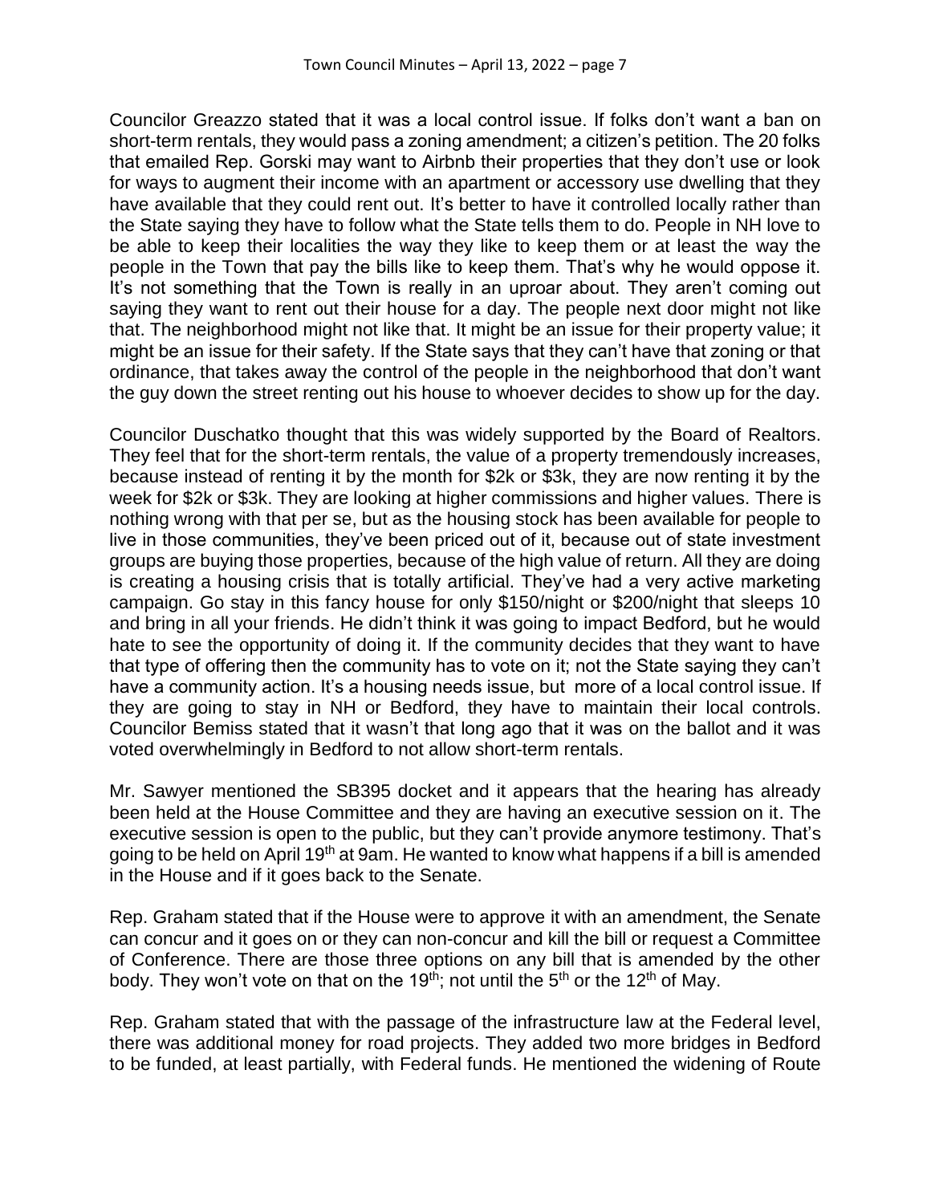Councilor Greazzo stated that it was a local control issue. If folks don't want a ban on short-term rentals, they would pass a zoning amendment; a citizen's petition. The 20 folks that emailed Rep. Gorski may want to Airbnb their properties that they don't use or look for ways to augment their income with an apartment or accessory use dwelling that they have available that they could rent out. It's better to have it controlled locally rather than the State saying they have to follow what the State tells them to do. People in NH love to be able to keep their localities the way they like to keep them or at least the way the people in the Town that pay the bills like to keep them. That's why he would oppose it. It's not something that the Town is really in an uproar about. They aren't coming out saying they want to rent out their house for a day. The people next door might not like that. The neighborhood might not like that. It might be an issue for their property value; it might be an issue for their safety. If the State says that they can't have that zoning or that ordinance, that takes away the control of the people in the neighborhood that don't want the guy down the street renting out his house to whoever decides to show up for the day.

Councilor Duschatko thought that this was widely supported by the Board of Realtors. They feel that for the short-term rentals, the value of a property tremendously increases, because instead of renting it by the month for $2k or $3k, they are now renting it by the week for $2k or $3k. They are looking at higher commissions and higher values. There is nothing wrong with that per se, but as the housing stock has been available for people to live in those communities, they've been priced out of it, because out of state investment groups are buying those properties, because of the high value of return. All they are doing is creating a housing crisis that is totally artificial. They've had a very active marketing campaign. Go stay in this fancy house for only $150/night or $200/night that sleeps 10 and bring in all your friends. He didn't think it was going to impact Bedford, but he would hate to see the opportunity of doing it. If the community decides that they want to have that type of offering then the community has to vote on it; not the State saying they can't have a community action. It's a housing needs issue, but more of a local control issue. If they are going to stay in NH or Bedford, they have to maintain their local controls. Councilor Bemiss stated that it wasn't that long ago that it was on the ballot and it was voted overwhelmingly in Bedford to not allow short-term rentals.

Mr. Sawyer mentioned the SB395 docket and it appears that the hearing has already been held at the House Committee and they are having an executive session on it. The executive session is open to the public, but they can't provide anymore testimony. That's going to be held on April 19th at 9am. He wanted to know what happens if a bill is amended in the House and if it goes back to the Senate.

Rep. Graham stated that if the House were to approve it with an amendment, the Senate can concur and it goes on or they can non-concur and kill the bill or request a Committee of Conference. There are those three options on any bill that is amended by the other body. They won't vote on that on the 19th; not until the 5th or the 12th of May.

Rep. Graham stated that with the passage of the infrastructure law at the Federal level, there was additional money for road projects. They added two more bridges in Bedford to be funded, at least partially, with Federal funds. He mentioned the widening of Route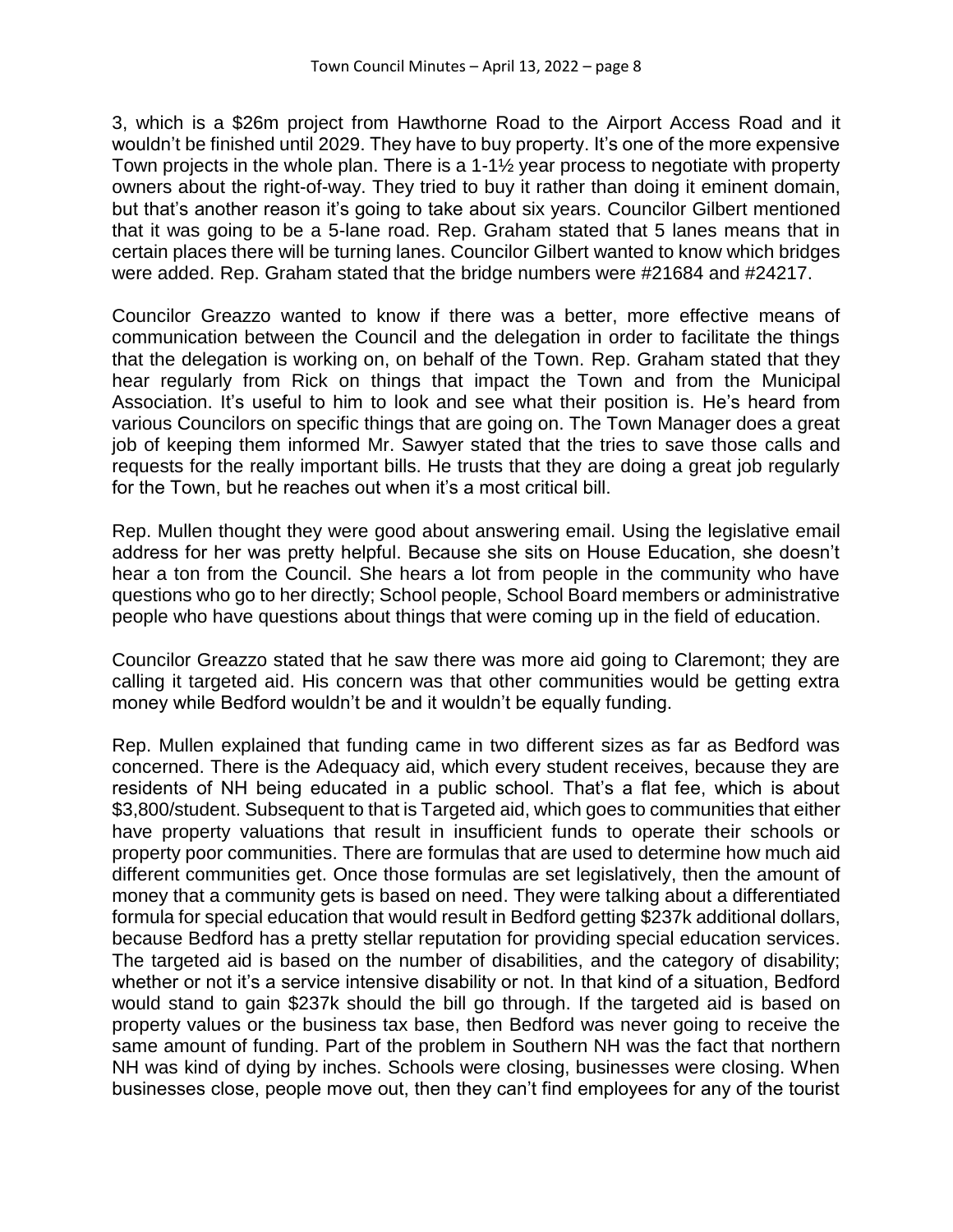3, which is a $26m project from Hawthorne Road to the Airport Access Road and it wouldn't be finished until 2029. They have to buy property. It's one of the more expensive Town projects in the whole plan. There is a 1-1½ year process to negotiate with property owners about the right-of-way. They tried to buy it rather than doing it eminent domain, but that's another reason it's going to take about six years. Councilor Gilbert mentioned that it was going to be a 5-lane road. Rep. Graham stated that 5 lanes means that in certain places there will be turning lanes. Councilor Gilbert wanted to know which bridges were added. Rep. Graham stated that the bridge numbers were #21684 and #24217.

Councilor Greazzo wanted to know if there was a better, more effective means of communication between the Council and the delegation in order to facilitate the things that the delegation is working on, on behalf of the Town. Rep. Graham stated that they hear regularly from Rick on things that impact the Town and from the Municipal Association. It's useful to him to look and see what their position is. He's heard from various Councilors on specific things that are going on. The Town Manager does a great job of keeping them informed Mr. Sawyer stated that the tries to save those calls and requests for the really important bills. He trusts that they are doing a great job regularly for the Town, but he reaches out when it's a most critical bill.

Rep. Mullen thought they were good about answering email. Using the legislative email address for her was pretty helpful. Because she sits on House Education, she doesn't hear a ton from the Council. She hears a lot from people in the community who have questions who go to her directly; School people, School Board members or administrative people who have questions about things that were coming up in the field of education.

Councilor Greazzo stated that he saw there was more aid going to Claremont; they are calling it targeted aid. His concern was that other communities would be getting extra money while Bedford wouldn't be and it wouldn't be equally funding.

Rep. Mullen explained that funding came in two different sizes as far as Bedford was concerned. There is the Adequacy aid, which every student receives, because they are residents of NH being educated in a public school. That's a flat fee, which is about $3,800/student. Subsequent to that is Targeted aid, which goes to communities that either have property valuations that result in insufficient funds to operate their schools or property poor communities. There are formulas that are used to determine how much aid different communities get. Once those formulas are set legislatively, then the amount of money that a community gets is based on need. They were talking about a differentiated formula for special education that would result in Bedford getting $237k additional dollars, because Bedford has a pretty stellar reputation for providing special education services. The targeted aid is based on the number of disabilities, and the category of disability; whether or not it's a service intensive disability or not. In that kind of a situation, Bedford would stand to gain $237k should the bill go through. If the targeted aid is based on property values or the business tax base, then Bedford was never going to receive the same amount of funding. Part of the problem in Southern NH was the fact that northern NH was kind of dying by inches. Schools were closing, businesses were closing. When businesses close, people move out, then they can't find employees for any of the tourist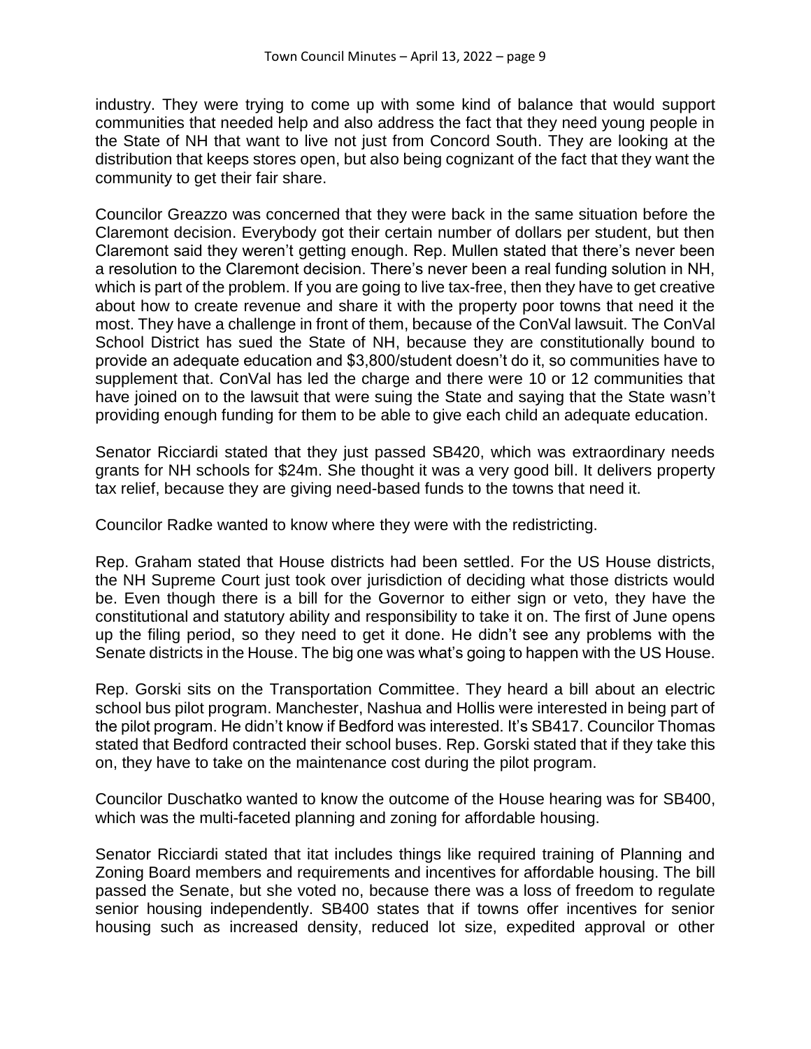industry. They were trying to come up with some kind of balance that would support communities that needed help and also address the fact that they need young people in the State of NH that want to live not just from Concord South. They are looking at the distribution that keeps stores open, but also being cognizant of the fact that they want the community to get their fair share.

Councilor Greazzo was concerned that they were back in the same situation before the Claremont decision. Everybody got their certain number of dollars per student, but then Claremont said they weren't getting enough. Rep. Mullen stated that there's never been a resolution to the Claremont decision. There's never been a real funding solution in NH, which is part of the problem. If you are going to live tax-free, then they have to get creative about how to create revenue and share it with the property poor towns that need it the most. They have a challenge in front of them, because of the ConVal lawsuit. The ConVal School District has sued the State of NH, because they are constitutionally bound to provide an adequate education and $3,800/student doesn't do it, so communities have to supplement that. ConVal has led the charge and there were 10 or 12 communities that have joined on to the lawsuit that were suing the State and saying that the State wasn't providing enough funding for them to be able to give each child an adequate education.

Senator Ricciardi stated that they just passed SB420, which was extraordinary needs grants for NH schools for $24m. She thought it was a very good bill. It delivers property tax relief, because they are giving need-based funds to the towns that need it.

Councilor Radke wanted to know where they were with the redistricting.

Rep. Graham stated that House districts had been settled. For the US House districts, the NH Supreme Court just took over jurisdiction of deciding what those districts would be. Even though there is a bill for the Governor to either sign or veto, they have the constitutional and statutory ability and responsibility to take it on. The first of June opens up the filing period, so they need to get it done. He didn't see any problems with the Senate districts in the House. The big one was what's going to happen with the US House.

Rep. Gorski sits on the Transportation Committee. They heard a bill about an electric school bus pilot program. Manchester, Nashua and Hollis were interested in being part of the pilot program. He didn't know if Bedford was interested. It's SB417. Councilor Thomas stated that Bedford contracted their school buses. Rep. Gorski stated that if they take this on, they have to take on the maintenance cost during the pilot program.

Councilor Duschatko wanted to know the outcome of the House hearing was for SB400, which was the multi-faceted planning and zoning for affordable housing.

Senator Ricciardi stated that itat includes things like required training of Planning and Zoning Board members and requirements and incentives for affordable housing. The bill passed the Senate, but she voted no, because there was a loss of freedom to regulate senior housing independently. SB400 states that if towns offer incentives for senior housing such as increased density, reduced lot size, expedited approval or other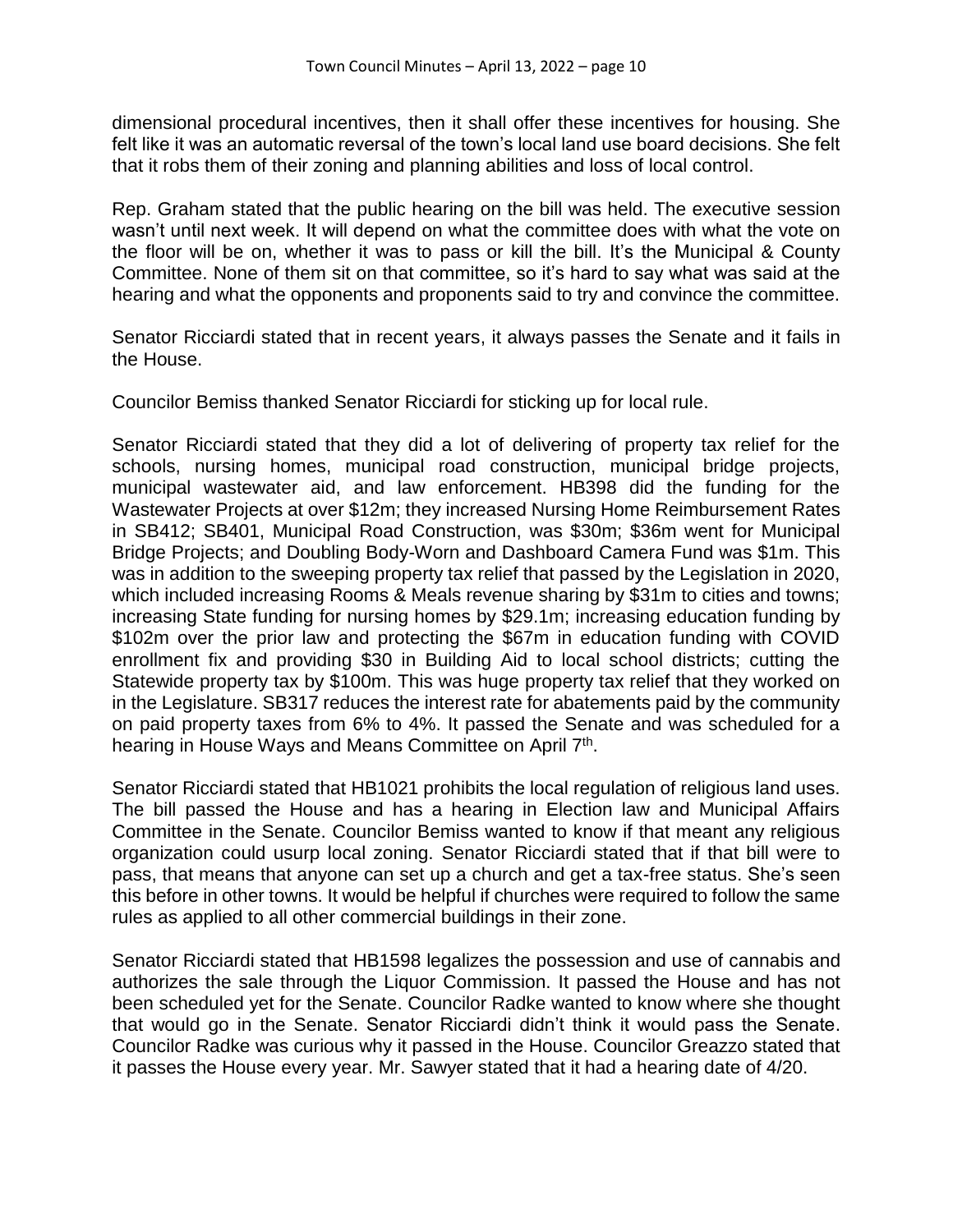dimensional procedural incentives, then it shall offer these incentives for housing. She felt like it was an automatic reversal of the town's local land use board decisions. She felt that it robs them of their zoning and planning abilities and loss of local control.

Rep. Graham stated that the public hearing on the bill was held. The executive session wasn't until next week. It will depend on what the committee does with what the vote on the floor will be on, whether it was to pass or kill the bill. It's the Municipal & County Committee. None of them sit on that committee, so it's hard to say what was said at the hearing and what the opponents and proponents said to try and convince the committee.

Senator Ricciardi stated that in recent years, it always passes the Senate and it fails in the House.

Councilor Bemiss thanked Senator Ricciardi for sticking up for local rule.

Senator Ricciardi stated that they did a lot of delivering of property tax relief for the schools, nursing homes, municipal road construction, municipal bridge projects, municipal wastewater aid, and law enforcement. HB398 did the funding for the Wastewater Projects at over $12m; they increased Nursing Home Reimbursement Rates in SB412; SB401, Municipal Road Construction, was $30m; $36m went for Municipal Bridge Projects; and Doubling Body-Worn and Dashboard Camera Fund was $1m. This was in addition to the sweeping property tax relief that passed by the Legislation in 2020, which included increasing Rooms & Meals revenue sharing by $31m to cities and towns; increasing State funding for nursing homes by $29.1m; increasing education funding by $102m over the prior law and protecting the $67m in education funding with COVID enrollment fix and providing $30 in Building Aid to local school districts; cutting the Statewide property tax by $100m. This was huge property tax relief that they worked on in the Legislature. SB317 reduces the interest rate for abatements paid by the community on paid property taxes from 6% to 4%. It passed the Senate and was scheduled for a hearing in House Ways and Means Committee on April 7th.

Senator Ricciardi stated that HB1021 prohibits the local regulation of religious land uses. The bill passed the House and has a hearing in Election law and Municipal Affairs Committee in the Senate. Councilor Bemiss wanted to know if that meant any religious organization could usurp local zoning. Senator Ricciardi stated that if that bill were to pass, that means that anyone can set up a church and get a tax-free status. She's seen this before in other towns. It would be helpful if churches were required to follow the same rules as applied to all other commercial buildings in their zone.

Senator Ricciardi stated that HB1598 legalizes the possession and use of cannabis and authorizes the sale through the Liquor Commission. It passed the House and has not been scheduled yet for the Senate. Councilor Radke wanted to know where she thought that would go in the Senate. Senator Ricciardi didn't think it would pass the Senate. Councilor Radke was curious why it passed in the House. Councilor Greazzo stated that it passes the House every year. Mr. Sawyer stated that it had a hearing date of 4/20.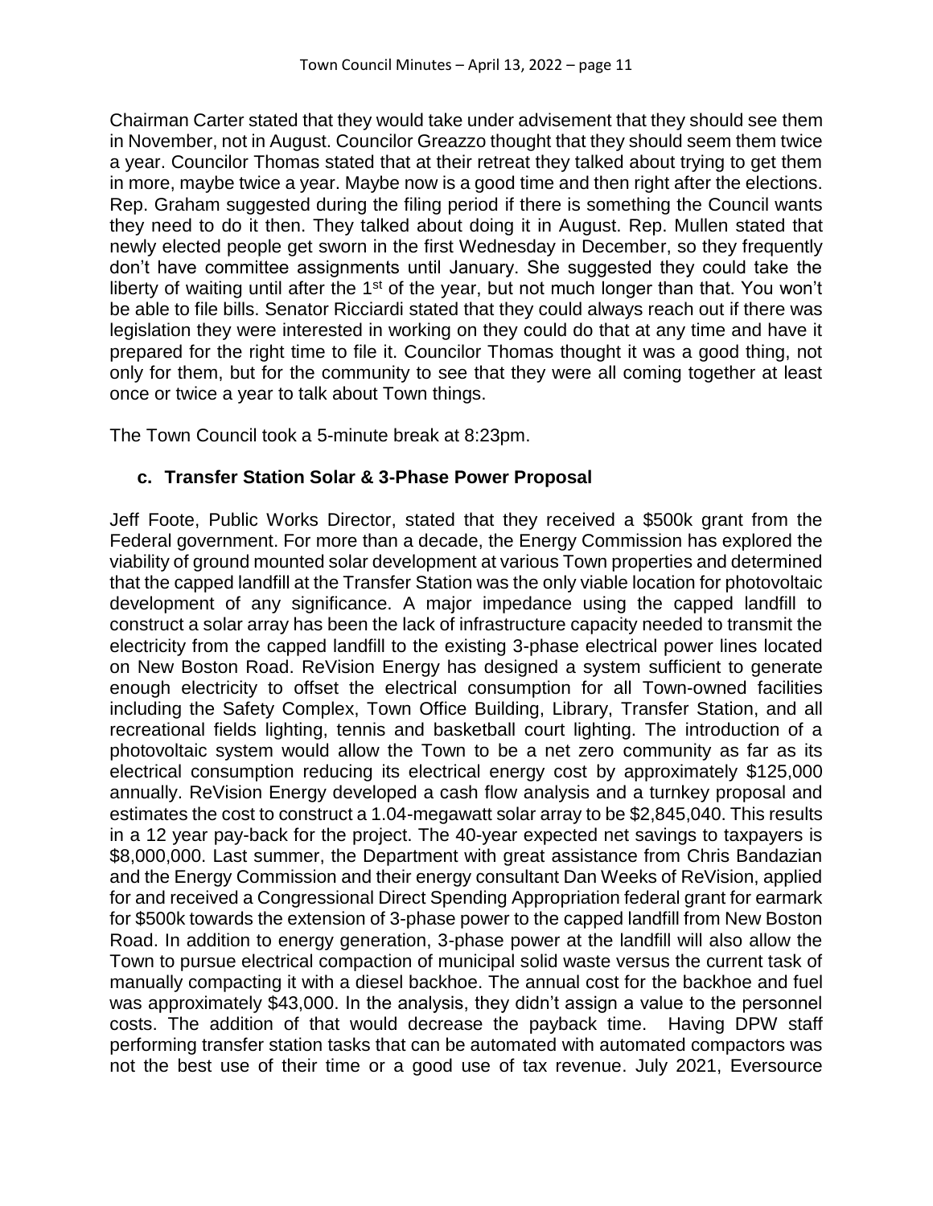Chairman Carter stated that they would take under advisement that they should see them in November, not in August. Councilor Greazzo thought that they should seem them twice a year. Councilor Thomas stated that at their retreat they talked about trying to get them in more, maybe twice a year. Maybe now is a good time and then right after the elections. Rep. Graham suggested during the filing period if there is something the Council wants they need to do it then. They talked about doing it in August. Rep. Mullen stated that newly elected people get sworn in the first Wednesday in December, so they frequently don't have committee assignments until January. She suggested they could take the liberty of waiting until after the 1st of the year, but not much longer than that. You won't be able to file bills. Senator Ricciardi stated that they could always reach out if there was legislation they were interested in working on they could do that at any time and have it prepared for the right time to file it. Councilor Thomas thought it was a good thing, not only for them, but for the community to see that they were all coming together at least once or twice a year to talk about Town things.

The Town Council took a 5-minute break at 8:23pm.

**c. Transfer Station Solar & 3-Phase Power Proposal**

Jeff Foote, Public Works Director, stated that they received a $500k grant from the Federal government. For more than a decade, the Energy Commission has explored the viability of ground mounted solar development at various Town properties and determined that the capped landfill at the Transfer Station was the only viable location for photovoltaic development of any significance. A major impedance using the capped landfill to construct a solar array has been the lack of infrastructure capacity needed to transmit the electricity from the capped landfill to the existing 3-phase electrical power lines located on New Boston Road. ReVision Energy has designed a system sufficient to generate enough electricity to offset the electrical consumption for all Town-owned facilities including the Safety Complex, Town Office Building, Library, Transfer Station, and all recreational fields lighting, tennis and basketball court lighting. The introduction of a photovoltaic system would allow the Town to be a net zero community as far as its electrical consumption reducing its electrical energy cost by approximately $125,000 annually. ReVision Energy developed a cash flow analysis and a turnkey proposal and estimates the cost to construct a 1.04-megawatt solar array to be $2,845,040. This results in a 12 year pay-back for the project. The 40-year expected net savings to taxpayers is $8,000,000. Last summer, the Department with great assistance from Chris Bandazian and the Energy Commission and their energy consultant Dan Weeks of ReVision, applied for and received a Congressional Direct Spending Appropriation federal grant for earmark for $500k towards the extension of 3-phase power to the capped landfill from New Boston Road. In addition to energy generation, 3-phase power at the landfill will also allow the Town to pursue electrical compaction of municipal solid waste versus the current task of manually compacting it with a diesel backhoe. The annual cost for the backhoe and fuel was approximately $43,000. In the analysis, they didn't assign a value to the personnel costs. The addition of that would decrease the payback time. Having DPW staff performing transfer station tasks that can be automated with automated compactors was not the best use of their time or a good use of tax revenue. July 2021, Eversource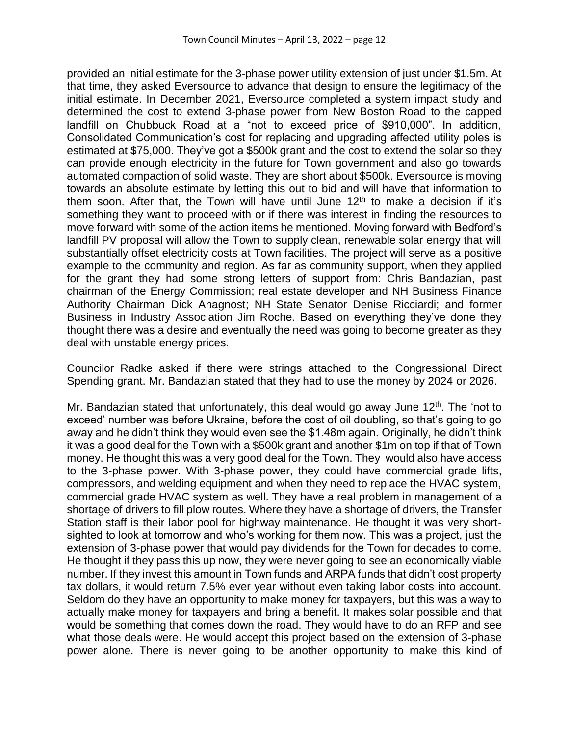provided an initial estimate for the 3-phase power utility extension of just under $1.5m. At that time, they asked Eversource to advance that design to ensure the legitimacy of the initial estimate. In December 2021, Eversource completed a system impact study and determined the cost to extend 3-phase power from New Boston Road to the capped landfill on Chubbuck Road at a "not to exceed price of $910,000". In addition, Consolidated Communication's cost for replacing and upgrading affected utility poles is estimated at $75,000. They've got a $500k grant and the cost to extend the solar so they can provide enough electricity in the future for Town government and also go towards automated compaction of solid waste. They are short about $500k. Eversource is moving towards an absolute estimate by letting this out to bid and will have that information to them soon. After that, the Town will have until June 12th to make a decision if it's something they want to proceed with or if there was interest in finding the resources to move forward with some of the action items he mentioned. Moving forward with Bedford's landfill PV proposal will allow the Town to supply clean, renewable solar energy that will substantially offset electricity costs at Town facilities. The project will serve as a positive example to the community and region. As far as community support, when they applied for the grant they had some strong letters of support from: Chris Bandazian, past chairman of the Energy Commission; real estate developer and NH Business Finance Authority Chairman Dick Anagnost; NH State Senator Denise Ricciardi; and former Business in Industry Association Jim Roche. Based on everything they've done they thought there was a desire and eventually the need was going to become greater as they deal with unstable energy prices.

Councilor Radke asked if there were strings attached to the Congressional Direct Spending grant. Mr. Bandazian stated that they had to use the money by 2024 or 2026.

Mr. Bandazian stated that unfortunately, this deal would go away June 12th. The 'not to exceed' number was before Ukraine, before the cost of oil doubling, so that's going to go away and he didn't think they would even see the $1.48m again. Originally, he didn't think it was a good deal for the Town with a $500k grant and another $1m on top if that of Town money. He thought this was a very good deal for the Town. They would also have access to the 3-phase power. With 3-phase power, they could have commercial grade lifts, compressors, and welding equipment and when they need to replace the HVAC system, commercial grade HVAC system as well. They have a real problem in management of a shortage of drivers to fill plow routes. Where they have a shortage of drivers, the Transfer Station staff is their labor pool for highway maintenance. He thought it was very short-sighted to look at tomorrow and who's working for them now. This was a project, just the extension of 3-phase power that would pay dividends for the Town for decades to come. He thought if they pass this up now, they were never going to see an economically viable number. If they invest this amount in Town funds and ARPA funds that didn't cost property tax dollars, it would return 7.5% ever year without even taking labor costs into account. Seldom do they have an opportunity to make money for taxpayers, but this was a way to actually make money for taxpayers and bring a benefit. It makes solar possible and that would be something that comes down the road. They would have to do an RFP and see what those deals were. He would accept this project based on the extension of 3-phase power alone. There is never going to be another opportunity to make this kind of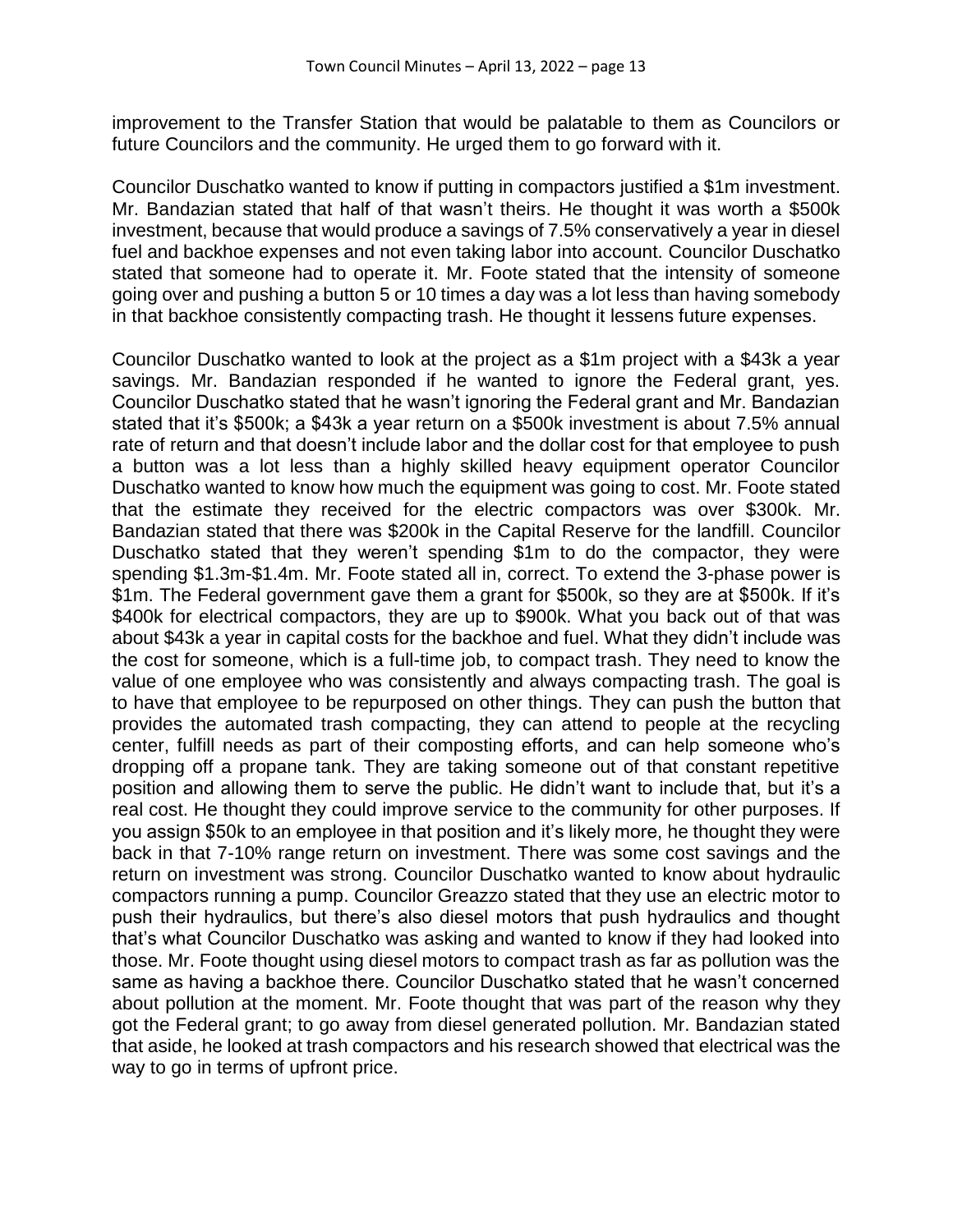improvement to the Transfer Station that would be palatable to them as Councilors or future Councilors and the community. He urged them to go forward with it.

Councilor Duschatko wanted to know if putting in compactors justified a $1m investment. Mr. Bandazian stated that half of that wasn't theirs. He thought it was worth a $500k investment, because that would produce a savings of 7.5% conservatively a year in diesel fuel and backhoe expenses and not even taking labor into account. Councilor Duschatko stated that someone had to operate it. Mr. Foote stated that the intensity of someone going over and pushing a button 5 or 10 times a day was a lot less than having somebody in that backhoe consistently compacting trash. He thought it lessens future expenses.

Councilor Duschatko wanted to look at the project as a $1m project with a $43k a year savings. Mr. Bandazian responded if he wanted to ignore the Federal grant, yes. Councilor Duschatko stated that he wasn't ignoring the Federal grant and Mr. Bandazian stated that it's $500k; a $43k a year return on a $500k investment is about 7.5% annual rate of return and that doesn't include labor and the dollar cost for that employee to push a button was a lot less than a highly skilled heavy equipment operator Councilor Duschatko wanted to know how much the equipment was going to cost. Mr. Foote stated that the estimate they received for the electric compactors was over $300k. Mr. Bandazian stated that there was $200k in the Capital Reserve for the landfill. Councilor Duschatko stated that they weren't spending $1m to do the compactor, they were spending $1.3m-$1.4m. Mr. Foote stated all in, correct. To extend the 3-phase power is $1m. The Federal government gave them a grant for $500k, so they are at $500k. If it's $400k for electrical compactors, they are up to $900k. What you back out of that was about $43k a year in capital costs for the backhoe and fuel. What they didn't include was the cost for someone, which is a full-time job, to compact trash. They need to know the value of one employee who was consistently and always compacting trash. The goal is to have that employee to be repurposed on other things. They can push the button that provides the automated trash compacting, they can attend to people at the recycling center, fulfill needs as part of their composting efforts, and can help someone who's dropping off a propane tank. They are taking someone out of that constant repetitive position and allowing them to serve the public. He didn't want to include that, but it's a real cost. He thought they could improve service to the community for other purposes. If you assign $50k to an employee in that position and it's likely more, he thought they were back in that 7-10% range return on investment. There was some cost savings and the return on investment was strong. Councilor Duschatko wanted to know about hydraulic compactors running a pump. Councilor Greazzo stated that they use an electric motor to push their hydraulics, but there's also diesel motors that push hydraulics and thought that's what Councilor Duschatko was asking and wanted to know if they had looked into those. Mr. Foote thought using diesel motors to compact trash as far as pollution was the same as having a backhoe there. Councilor Duschatko stated that he wasn't concerned about pollution at the moment. Mr. Foote thought that was part of the reason why they got the Federal grant; to go away from diesel generated pollution. Mr. Bandazian stated that aside, he looked at trash compactors and his research showed that electrical was the way to go in terms of upfront price.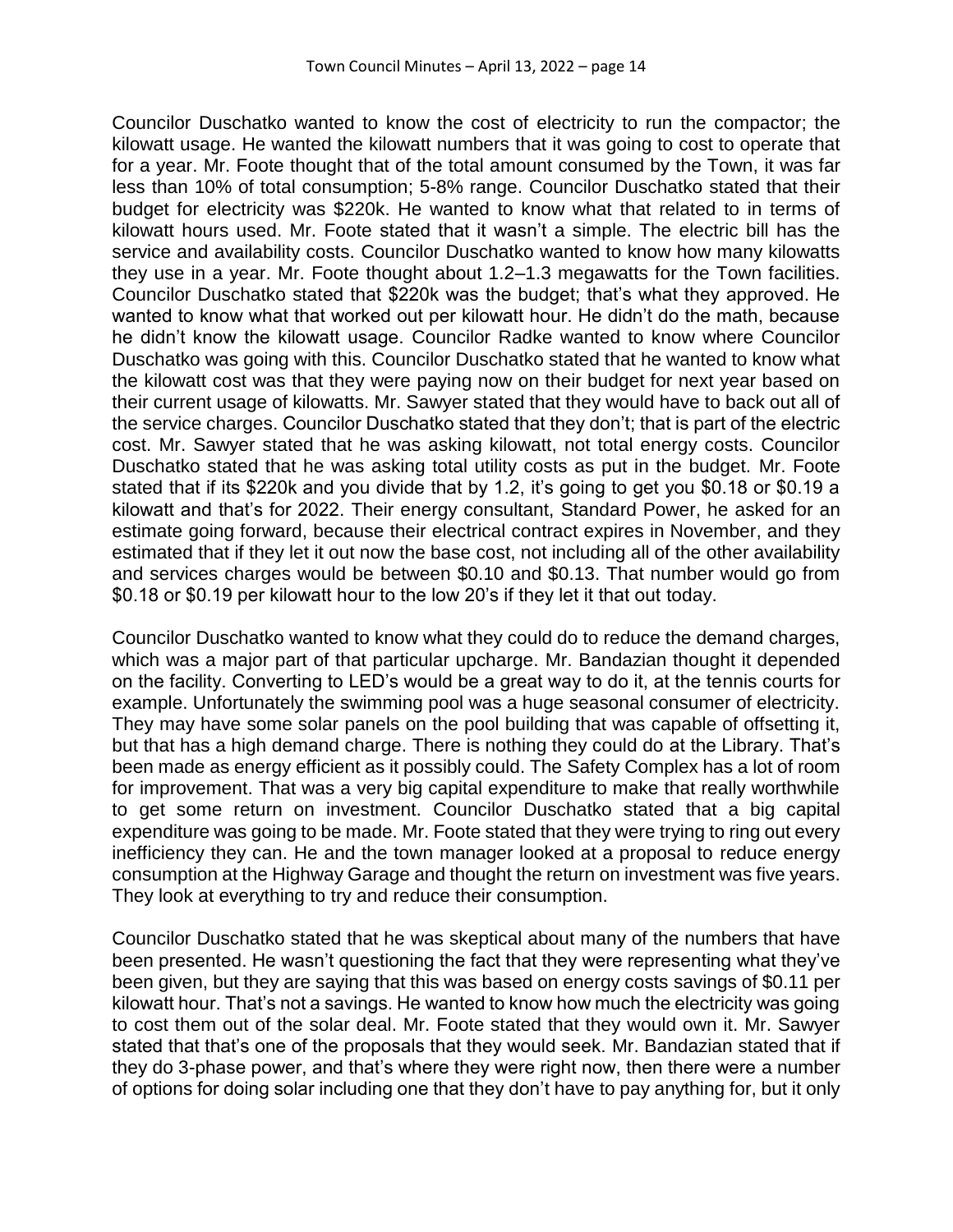Councilor Duschatko wanted to know the cost of electricity to run the compactor; the kilowatt usage. He wanted the kilowatt numbers that it was going to cost to operate that for a year. Mr. Foote thought that of the total amount consumed by the Town, it was far less than 10% of total consumption; 5-8% range. Councilor Duschatko stated that their budget for electricity was $220k. He wanted to know what that related to in terms of kilowatt hours used. Mr. Foote stated that it wasn't a simple. The electric bill has the service and availability costs. Councilor Duschatko wanted to know how many kilowatts they use in a year. Mr. Foote thought about 1.2–1.3 megawatts for the Town facilities. Councilor Duschatko stated that $220k was the budget; that's what they approved. He wanted to know what that worked out per kilowatt hour. He didn't do the math, because he didn't know the kilowatt usage. Councilor Radke wanted to know where Councilor Duschatko was going with this. Councilor Duschatko stated that he wanted to know what the kilowatt cost was that they were paying now on their budget for next year based on their current usage of kilowatts. Mr. Sawyer stated that they would have to back out all of the service charges. Councilor Duschatko stated that they don't; that is part of the electric cost. Mr. Sawyer stated that he was asking kilowatt, not total energy costs. Councilor Duschatko stated that he was asking total utility costs as put in the budget. Mr. Foote stated that if its $220k and you divide that by 1.2, it's going to get you $0.18 or $0.19 a kilowatt and that's for 2022. Their energy consultant, Standard Power, he asked for an estimate going forward, because their electrical contract expires in November, and they estimated that if they let it out now the base cost, not including all of the other availability and services charges would be between $0.10 and $0.13. That number would go from $0.18 or $0.19 per kilowatt hour to the low 20's if they let it that out today.

Councilor Duschatko wanted to know what they could do to reduce the demand charges, which was a major part of that particular upcharge. Mr. Bandazian thought it depended on the facility. Converting to LED's would be a great way to do it, at the tennis courts for example. Unfortunately the swimming pool was a huge seasonal consumer of electricity. They may have some solar panels on the pool building that was capable of offsetting it, but that has a high demand charge. There is nothing they could do at the Library. That's been made as energy efficient as it possibly could. The Safety Complex has a lot of room for improvement. That was a very big capital expenditure to make that really worthwhile to get some return on investment. Councilor Duschatko stated that a big capital expenditure was going to be made. Mr. Foote stated that they were trying to ring out every inefficiency they can. He and the town manager looked at a proposal to reduce energy consumption at the Highway Garage and thought the return on investment was five years. They look at everything to try and reduce their consumption.

Councilor Duschatko stated that he was skeptical about many of the numbers that have been presented. He wasn't questioning the fact that they were representing what they've been given, but they are saying that this was based on energy costs savings of $0.11 per kilowatt hour. That's not a savings. He wanted to know how much the electricity was going to cost them out of the solar deal. Mr. Foote stated that they would own it. Mr. Sawyer stated that that's one of the proposals that they would seek. Mr. Bandazian stated that if they do 3-phase power, and that's where they were right now, then there were a number of options for doing solar including one that they don't have to pay anything for, but it only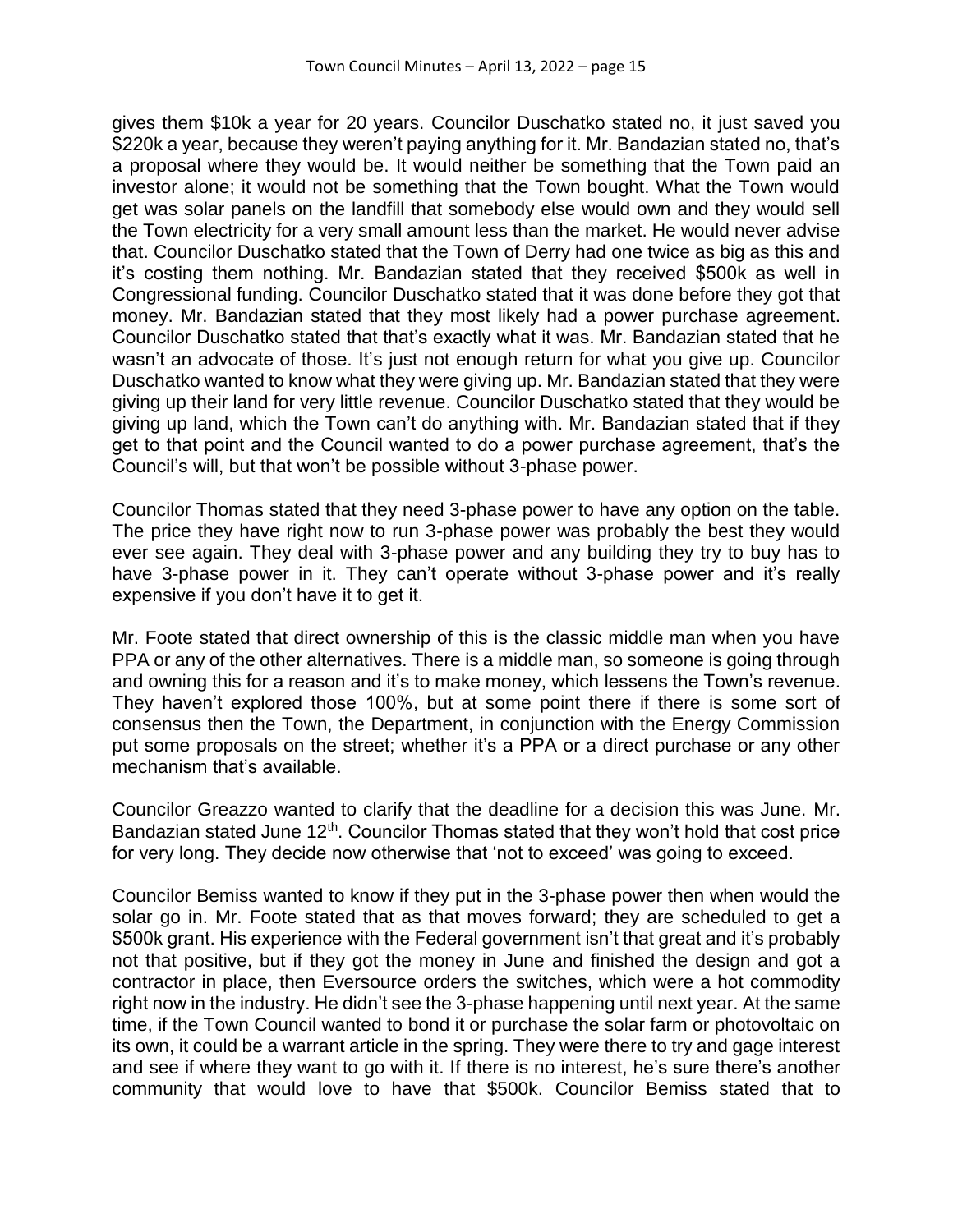gives them $10k a year for 20 years. Councilor Duschatko stated no, it just saved you $220k a year, because they weren't paying anything for it. Mr. Bandazian stated no, that's a proposal where they would be. It would neither be something that the Town paid an investor alone; it would not be something that the Town bought. What the Town would get was solar panels on the landfill that somebody else would own and they would sell the Town electricity for a very small amount less than the market. He would never advise that. Councilor Duschatko stated that the Town of Derry had one twice as big as this and it's costing them nothing. Mr. Bandazian stated that they received $500k as well in Congressional funding. Councilor Duschatko stated that it was done before they got that money. Mr. Bandazian stated that they most likely had a power purchase agreement. Councilor Duschatko stated that that's exactly what it was. Mr. Bandazian stated that he wasn't an advocate of those. It's just not enough return for what you give up. Councilor Duschatko wanted to know what they were giving up. Mr. Bandazian stated that they were giving up their land for very little revenue. Councilor Duschatko stated that they would be giving up land, which the Town can't do anything with. Mr. Bandazian stated that if they get to that point and the Council wanted to do a power purchase agreement, that's the Council's will, but that won't be possible without 3-phase power.

Councilor Thomas stated that they need 3-phase power to have any option on the table. The price they have right now to run 3-phase power was probably the best they would ever see again. They deal with 3-phase power and any building they try to buy has to have 3-phase power in it. They can't operate without 3-phase power and it's really expensive if you don't have it to get it.

Mr. Foote stated that direct ownership of this is the classic middle man when you have PPA or any of the other alternatives. There is a middle man, so someone is going through and owning this for a reason and it's to make money, which lessens the Town's revenue. They haven't explored those 100%, but at some point there if there is some sort of consensus then the Town, the Department, in conjunction with the Energy Commission put some proposals on the street; whether it's a PPA or a direct purchase or any other mechanism that's available.

Councilor Greazzo wanted to clarify that the deadline for a decision this was June. Mr. Bandazian stated June 12th. Councilor Thomas stated that they won't hold that cost price for very long. They decide now otherwise that 'not to exceed' was going to exceed.

Councilor Bemiss wanted to know if they put in the 3-phase power then when would the solar go in. Mr. Foote stated that as that moves forward; they are scheduled to get a $500k grant. His experience with the Federal government isn't that great and it's probably not that positive, but if they got the money in June and finished the design and got a contractor in place, then Eversource orders the switches, which were a hot commodity right now in the industry. He didn't see the 3-phase happening until next year. At the same time, if the Town Council wanted to bond it or purchase the solar farm or photovoltaic on its own, it could be a warrant article in the spring. They were there to try and gage interest and see if where they want to go with it. If there is no interest, he's sure there's another community that would love to have that $500k. Councilor Bemiss stated that to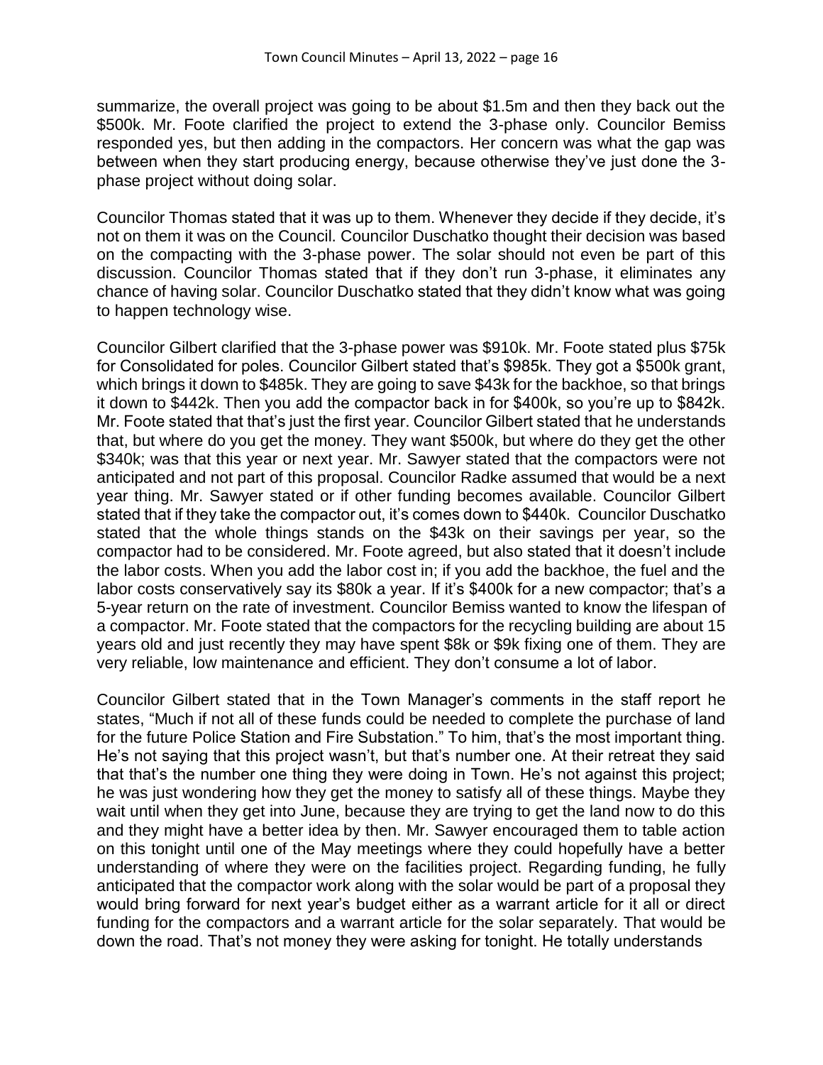summarize, the overall project was going to be about \$1.5m and then they back out the \$500k. Mr. Foote clarified the project to extend the 3-phase only. Councilor Bemiss responded yes, but then adding in the compactors. Her concern was what the gap was between when they start producing energy, because otherwise they've just done the 3-phase project without doing solar.

Councilor Thomas stated that it was up to them. Whenever they decide if they decide, it's not on them it was on the Council. Councilor Duschatko thought their decision was based on the compacting with the 3-phase power. The solar should not even be part of this discussion. Councilor Thomas stated that if they don't run 3-phase, it eliminates any chance of having solar. Councilor Duschatko stated that they didn't know what was going to happen technology wise.

Councilor Gilbert clarified that the 3-phase power was \$910k. Mr. Foote stated plus \$75k for Consolidated for poles. Councilor Gilbert stated that's \$985k. They got a \$500k grant, which brings it down to \$485k. They are going to save \$43k for the backhoe, so that brings it down to \$442k. Then you add the compactor back in for \$400k, so you're up to \$842k. Mr. Foote stated that that's just the first year. Councilor Gilbert stated that he understands that, but where do you get the money. They want \$500k, but where do they get the other \$340k; was that this year or next year. Mr. Sawyer stated that the compactors were not anticipated and not part of this proposal. Councilor Radke assumed that would be a next year thing. Mr. Sawyer stated or if other funding becomes available. Councilor Gilbert stated that if they take the compactor out, it's comes down to \$440k. Councilor Duschatko stated that the whole things stands on the \$43k on their savings per year, so the compactor had to be considered. Mr. Foote agreed, but also stated that it doesn't include the labor costs. When you add the labor cost in; if you add the backhoe, the fuel and the labor costs conservatively say its \$80k a year. If it's \$400k for a new compactor; that's a 5-year return on the rate of investment. Councilor Bemiss wanted to know the lifespan of a compactor. Mr. Foote stated that the compactors for the recycling building are about 15 years old and just recently they may have spent \$8k or \$9k fixing one of them. They are very reliable, low maintenance and efficient. They don't consume a lot of labor.

Councilor Gilbert stated that in the Town Manager's comments in the staff report he states, "Much if not all of these funds could be needed to complete the purchase of land for the future Police Station and Fire Substation." To him, that's the most important thing. He's not saying that this project wasn't, but that's number one. At their retreat they said that that's the number one thing they were doing in Town. He's not against this project; he was just wondering how they get the money to satisfy all of these things. Maybe they wait until when they get into June, because they are trying to get the land now to do this and they might have a better idea by then. Mr. Sawyer encouraged them to table action on this tonight until one of the May meetings where they could hopefully have a better understanding of where they were on the facilities project. Regarding funding, he fully anticipated that the compactor work along with the solar would be part of a proposal they would bring forward for next year's budget either as a warrant article for it all or direct funding for the compactors and a warrant article for the solar separately. That would be down the road. That's not money they were asking for tonight. He totally understands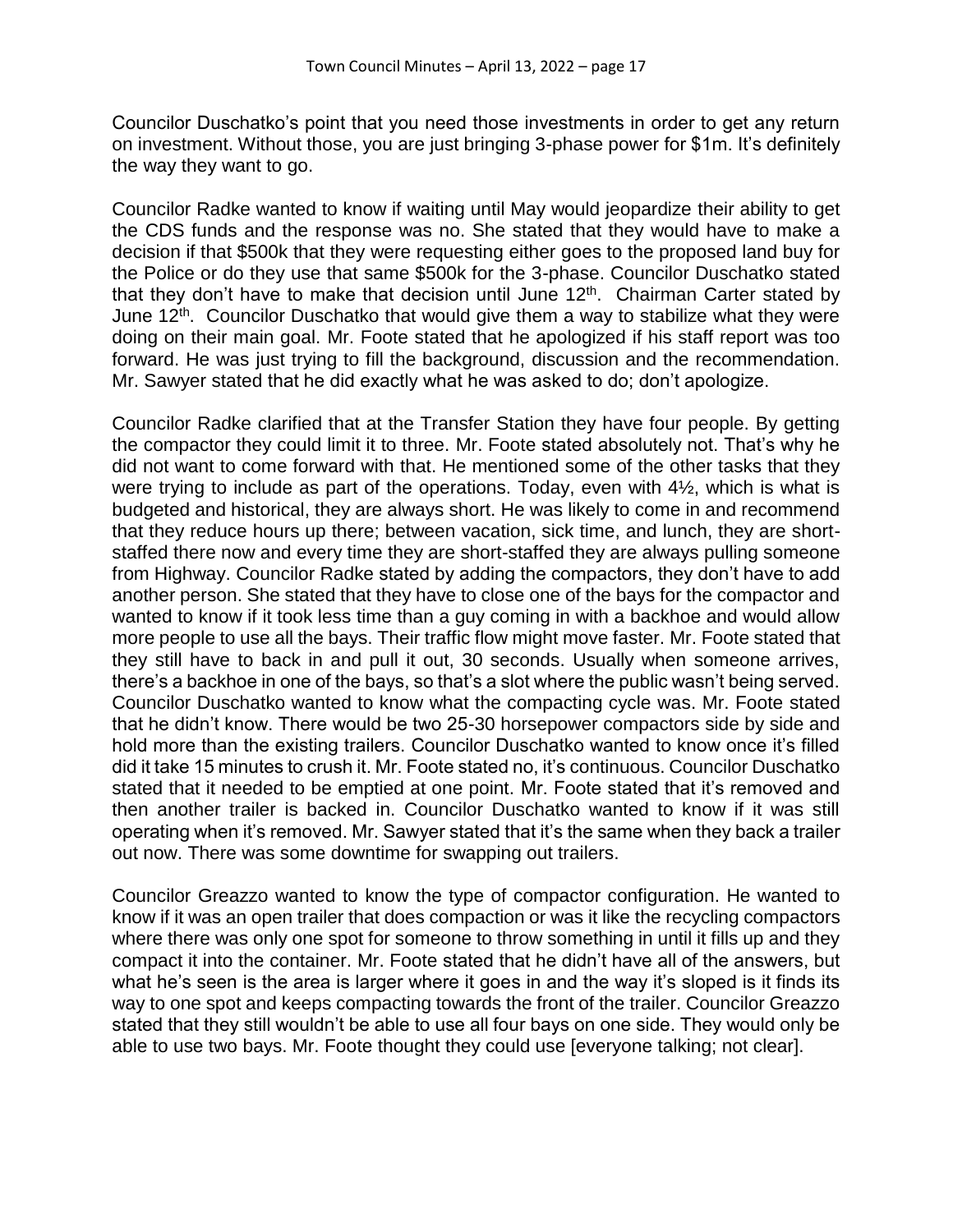Councilor Duschatko's point that you need those investments in order to get any return on investment. Without those, you are just bringing 3-phase power for $1m. It's definitely the way they want to go.

Councilor Radke wanted to know if waiting until May would jeopardize their ability to get the CDS funds and the response was no. She stated that they would have to make a decision if that $500k that they were requesting either goes to the proposed land buy for the Police or do they use that same $500k for the 3-phase. Councilor Duschatko stated that they don't have to make that decision until June 12th. Chairman Carter stated by June 12th. Councilor Duschatko that would give them a way to stabilize what they were doing on their main goal. Mr. Foote stated that he apologized if his staff report was too forward. He was just trying to fill the background, discussion and the recommendation. Mr. Sawyer stated that he did exactly what he was asked to do; don't apologize.

Councilor Radke clarified that at the Transfer Station they have four people. By getting the compactor they could limit it to three. Mr. Foote stated absolutely not. That's why he did not want to come forward with that. He mentioned some of the other tasks that they were trying to include as part of the operations. Today, even with 4½, which is what is budgeted and historical, they are always short. He was likely to come in and recommend that they reduce hours up there; between vacation, sick time, and lunch, they are short-staffed there now and every time they are short-staffed they are always pulling someone from Highway. Councilor Radke stated by adding the compactors, they don't have to add another person. She stated that they have to close one of the bays for the compactor and wanted to know if it took less time than a guy coming in with a backhoe and would allow more people to use all the bays. Their traffic flow might move faster. Mr. Foote stated that they still have to back in and pull it out, 30 seconds. Usually when someone arrives, there's a backhoe in one of the bays, so that's a slot where the public wasn't being served. Councilor Duschatko wanted to know what the compacting cycle was. Mr. Foote stated that he didn't know. There would be two 25-30 horsepower compactors side by side and hold more than the existing trailers. Councilor Duschatko wanted to know once it's filled did it take 15 minutes to crush it. Mr. Foote stated no, it's continuous. Councilor Duschatko stated that it needed to be emptied at one point. Mr. Foote stated that it's removed and then another trailer is backed in. Councilor Duschatko wanted to know if it was still operating when it's removed. Mr. Sawyer stated that it's the same when they back a trailer out now. There was some downtime for swapping out trailers.

Councilor Greazzo wanted to know the type of compactor configuration. He wanted to know if it was an open trailer that does compaction or was it like the recycling compactors where there was only one spot for someone to throw something in until it fills up and they compact it into the container. Mr. Foote stated that he didn't have all of the answers, but what he's seen is the area is larger where it goes in and the way it's sloped is it finds its way to one spot and keeps compacting towards the front of the trailer. Councilor Greazzo stated that they still wouldn't be able to use all four bays on one side. They would only be able to use two bays. Mr. Foote thought they could use [everyone talking; not clear].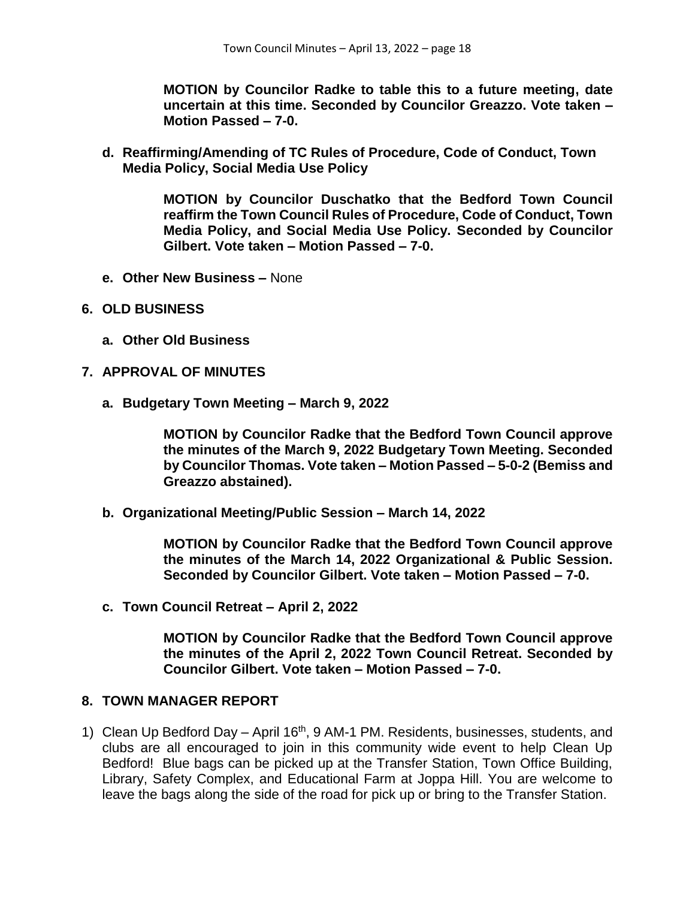**MOTION by Councilor Radke to table this to a future meeting, date uncertain at this time. Seconded by Councilor Greazzo. Vote taken – Motion Passed – 7-0.**

**d. Reaffirming/Amending of TC Rules of Procedure, Code of Conduct, Town Media Policy, Social Media Use Policy**

**MOTION by Councilor Duschatko that the Bedford Town Council reaffirm the Town Council Rules of Procedure, Code of Conduct, Town Media Policy, and Social Media Use Policy. Seconded by Councilor Gilbert. Vote taken – Motion Passed – 7-0.**

**e. Other New Business –** None

## 6. OLD BUSINESS

**a. Other Old Business**

## 7. APPROVAL OF MINUTES

**a. Budgetary Town Meeting – March 9, 2022**

**MOTION by Councilor Radke that the Bedford Town Council approve the minutes of the March 9, 2022 Budgetary Town Meeting. Seconded by Councilor Thomas. Vote taken – Motion Passed – 5-0-2 (Bemiss and Greazzo abstained).**

**b. Organizational Meeting/Public Session – March 14, 2022**

**MOTION by Councilor Radke that the Bedford Town Council approve the minutes of the March 14, 2022 Organizational & Public Session. Seconded by Councilor Gilbert. Vote taken – Motion Passed – 7-0.**

**c. Town Council Retreat – April 2, 2022**

**MOTION by Councilor Radke that the Bedford Town Council approve the minutes of the April 2, 2022 Town Council Retreat. Seconded by Councilor Gilbert. Vote taken – Motion Passed – 7-0.**

## 8. TOWN MANAGER REPORT

1) Clean Up Bedford Day – April 16th, 9 AM-1 PM. Residents, businesses, students, and clubs are all encouraged to join in this community wide event to help Clean Up Bedford! Blue bags can be picked up at the Transfer Station, Town Office Building, Library, Safety Complex, and Educational Farm at Joppa Hill. You are welcome to leave the bags along the side of the road for pick up or bring to the Transfer Station.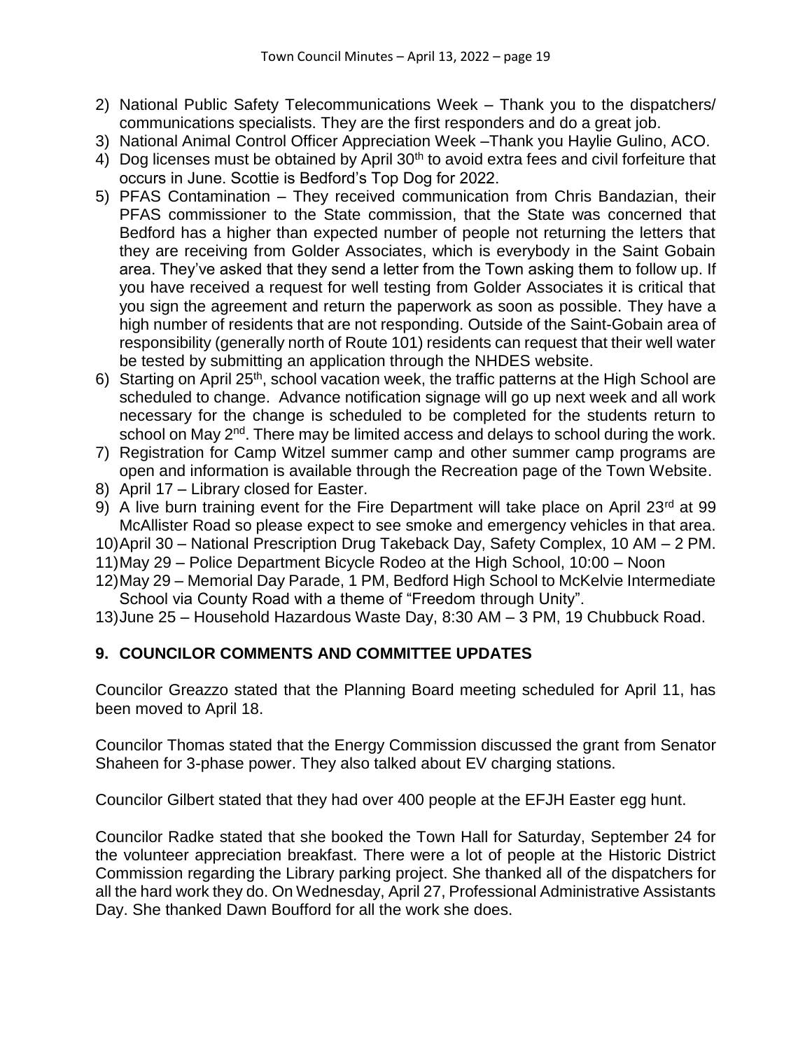2) National Public Safety Telecommunications Week – Thank you to the dispatchers/ communications specialists. They are the first responders and do a great job.
3) National Animal Control Officer Appreciation Week –Thank you Haylie Gulino, ACO.
4) Dog licenses must be obtained by April 30th to avoid extra fees and civil forfeiture that occurs in June. Scottie is Bedford's Top Dog for 2022.
5) PFAS Contamination – They received communication from Chris Bandazian, their PFAS commissioner to the State commission, that the State was concerned that Bedford has a higher than expected number of people not returning the letters that they are receiving from Golder Associates, which is everybody in the Saint Gobain area. They've asked that they send a letter from the Town asking them to follow up. If you have received a request for well testing from Golder Associates it is critical that you sign the agreement and return the paperwork as soon as possible. They have a high number of residents that are not responding. Outside of the Saint-Gobain area of responsibility (generally north of Route 101) residents can request that their well water be tested by submitting an application through the NHDES website.
6) Starting on April 25th, school vacation week, the traffic patterns at the High School are scheduled to change. Advance notification signage will go up next week and all work necessary for the change is scheduled to be completed for the students return to school on May 2nd. There may be limited access and delays to school during the work.
7) Registration for Camp Witzel summer camp and other summer camp programs are open and information is available through the Recreation page of the Town Website.
8) April 17 – Library closed for Easter.
9) A live burn training event for the Fire Department will take place on April 23rd at 99 McAllister Road so please expect to see smoke and emergency vehicles in that area.
10) April 30 – National Prescription Drug Takeback Day, Safety Complex, 10 AM – 2 PM.
11) May 29 – Police Department Bicycle Rodeo at the High School, 10:00 – Noon
12) May 29 – Memorial Day Parade, 1 PM, Bedford High School to McKelvie Intermediate School via County Road with a theme of "Freedom through Unity".
13) June 25 – Household Hazardous Waste Day, 8:30 AM – 3 PM, 19 Chubbuck Road.

## 9. COUNCILOR COMMENTS AND COMMITTEE UPDATES

Councilor Greazzo stated that the Planning Board meeting scheduled for April 11, has been moved to April 18.

Councilor Thomas stated that the Energy Commission discussed the grant from Senator Shaheen for 3-phase power. They also talked about EV charging stations.

Councilor Gilbert stated that they had over 400 people at the EFJH Easter egg hunt.

Councilor Radke stated that she booked the Town Hall for Saturday, September 24 for the volunteer appreciation breakfast. There were a lot of people at the Historic District Commission regarding the Library parking project. She thanked all of the dispatchers for all the hard work they do. On Wednesday, April 27, Professional Administrative Assistants Day. She thanked Dawn Boufford for all the work she does.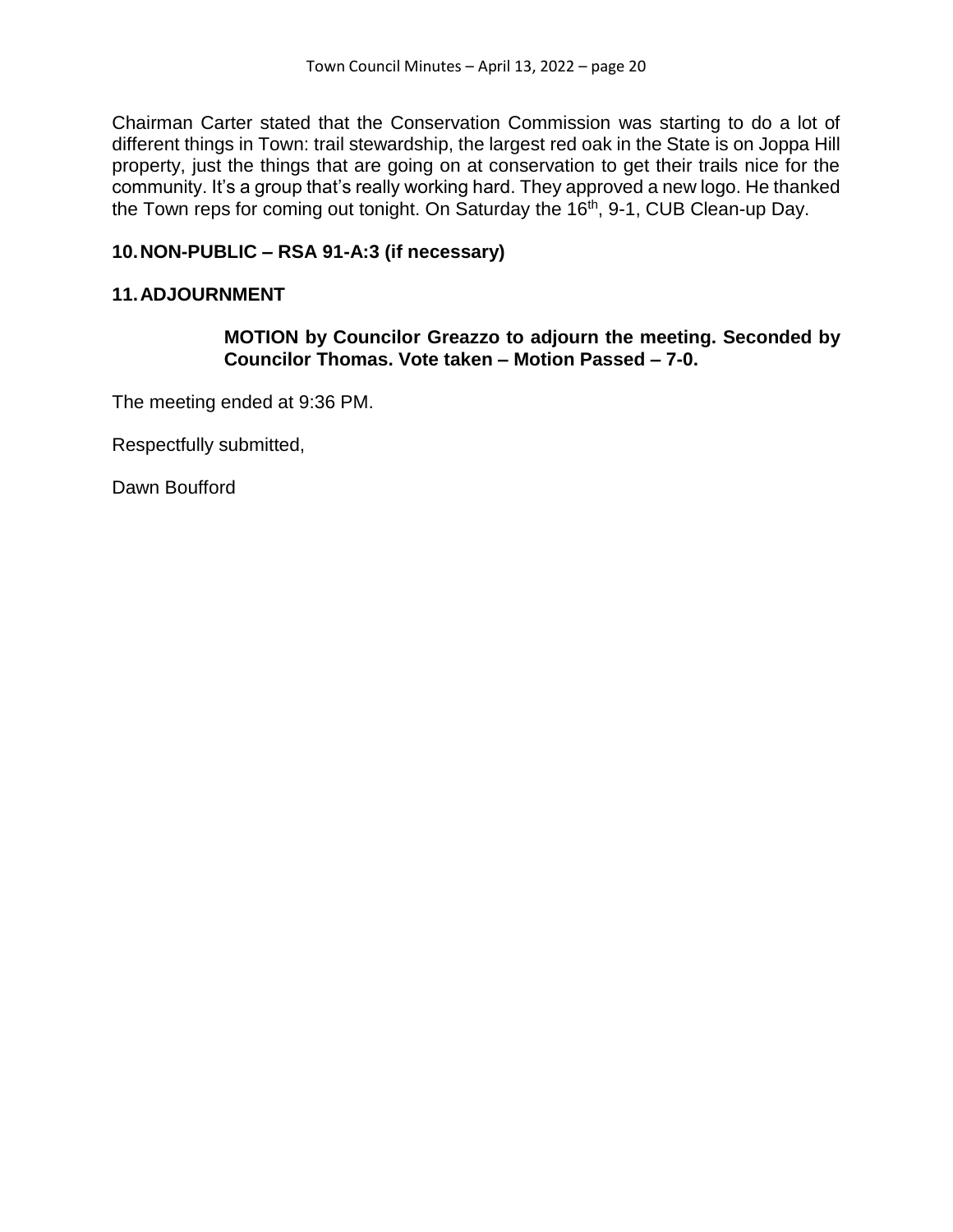Chairman Carter stated that the Conservation Commission was starting to do a lot of different things in Town: trail stewardship, the largest red oak in the State is on Joppa Hill property, just the things that are going on at conservation to get their trails nice for the community. It's a group that's really working hard. They approved a new logo. He thanked the Town reps for coming out tonight. On Saturday the 16th, 9-1, CUB Clean-up Day.

## 10. NON-PUBLIC – RSA 91-A:3 (if necessary)

## 11. ADJOURNMENT

> **MOTION by Councilor Greazzo to adjourn the meeting. Seconded by Councilor Thomas. Vote taken – Motion Passed – 7-0.**

The meeting ended at 9:36 PM.

Respectfully submitted,

Dawn Boufford